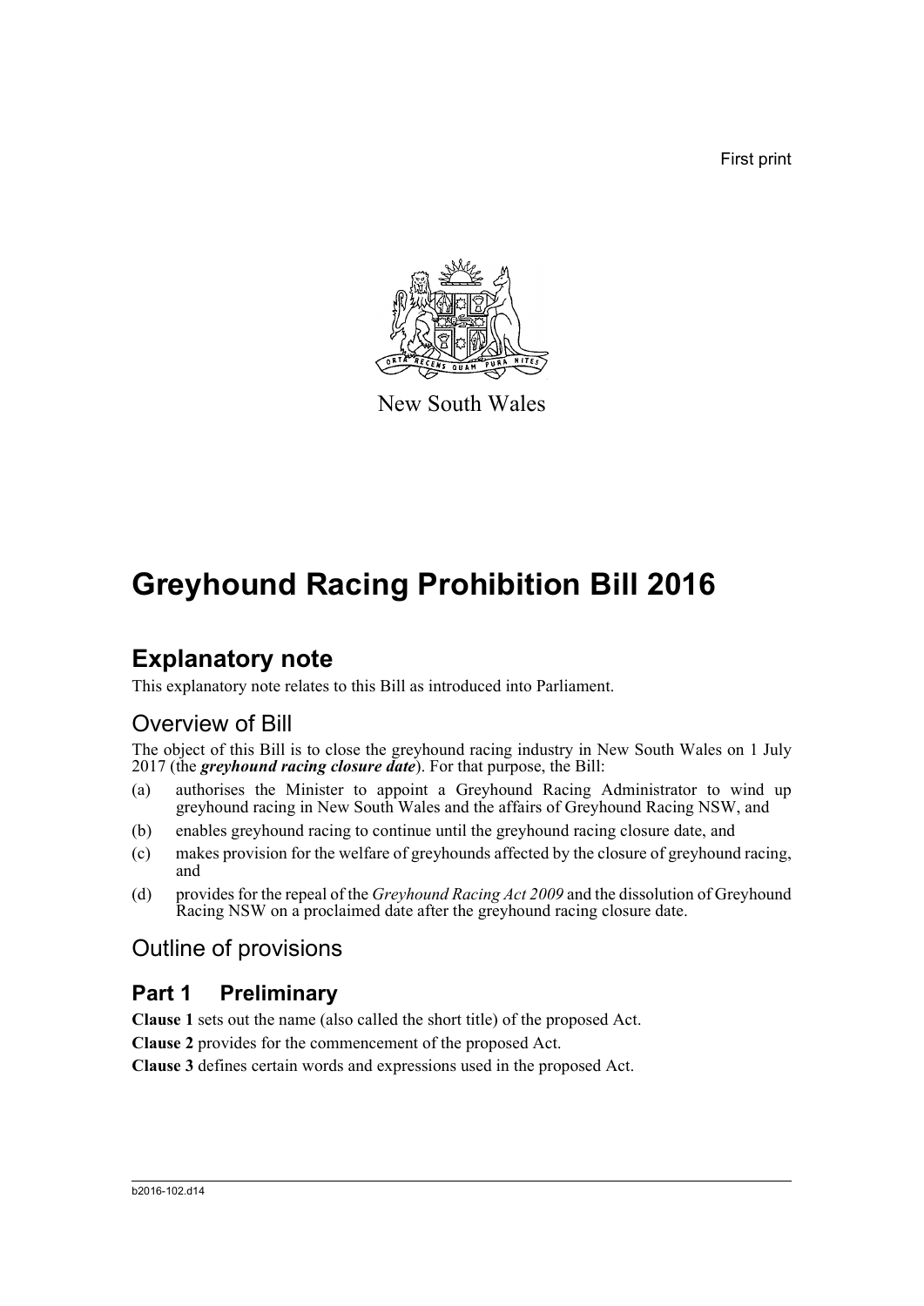First print

New South Wales

# Greyhound Racing Prohibition Bill 2016

## Explanatory note

This explanatory note relates to this Bill as introduced into Parliament.

## Overview of Bill

The object of this Bill is to close the greyhound racing industry in New South Wales on 1 July 2017 (the ***greyhound racing closure date***). For that purpose, the Bill:

(a) authorises the Minister to appoint a Greyhound Racing Administrator to wind up greyhound racing in New South Wales and the affairs of Greyhound Racing NSW, and

(b) enables greyhound racing to continue until the greyhound racing closure date, and

(c) makes provision for the welfare of greyhounds affected by the closure of greyhound racing, and

(d) provides for the repeal of the *Greyhound Racing Act 2009* and the dissolution of Greyhound Racing NSW on a proclaimed date after the greyhound racing closure date.

## Outline of provisions

### Part 1 Preliminary

**Clause 1** sets out the name (also called the short title) of the proposed Act.

**Clause 2** provides for the commencement of the proposed Act.

**Clause 3** defines certain words and expressions used in the proposed Act.

b2016-102.d14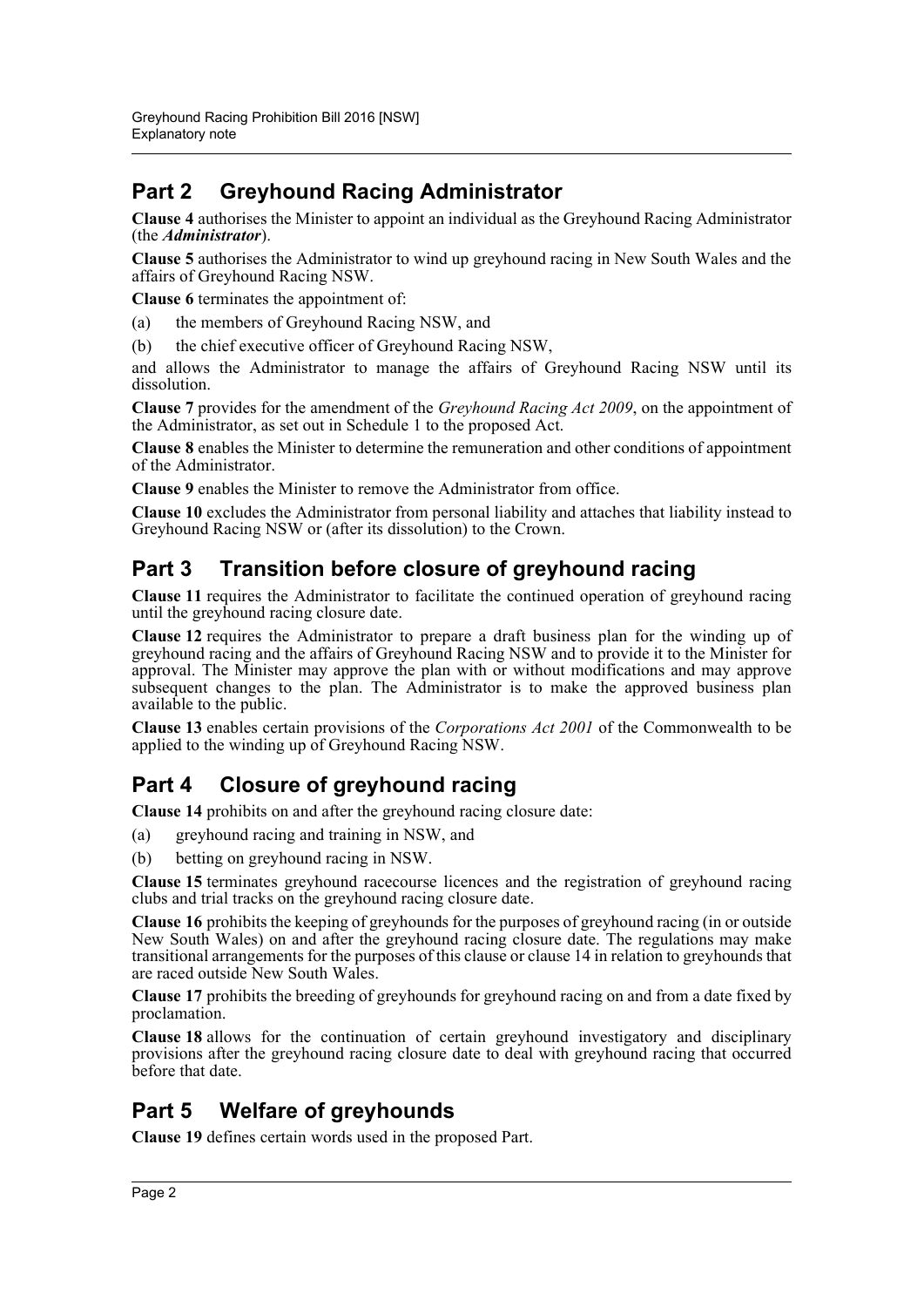## Part 2 Greyhound Racing Administrator

**Clause 4** authorises the Minister to appoint an individual as the Greyhound Racing Administrator (the ***Administrator***).

**Clause 5** authorises the Administrator to wind up greyhound racing in New South Wales and the affairs of Greyhound Racing NSW.

**Clause 6** terminates the appointment of:

(a) the members of Greyhound Racing NSW, and

(b) the chief executive officer of Greyhound Racing NSW,

and allows the Administrator to manage the affairs of Greyhound Racing NSW until its dissolution.

**Clause 7** provides for the amendment of the *Greyhound Racing Act 2009*, on the appointment of the Administrator, as set out in Schedule 1 to the proposed Act.

**Clause 8** enables the Minister to determine the remuneration and other conditions of appointment of the Administrator.

**Clause 9** enables the Minister to remove the Administrator from office.

**Clause 10** excludes the Administrator from personal liability and attaches that liability instead to Greyhound Racing NSW or (after its dissolution) to the Crown.

## Part 3 Transition before closure of greyhound racing

**Clause 11** requires the Administrator to facilitate the continued operation of greyhound racing until the greyhound racing closure date.

**Clause 12** requires the Administrator to prepare a draft business plan for the winding up of greyhound racing and the affairs of Greyhound Racing NSW and to provide it to the Minister for approval. The Minister may approve the plan with or without modifications and may approve subsequent changes to the plan. The Administrator is to make the approved business plan available to the public.

**Clause 13** enables certain provisions of the *Corporations Act 2001* of the Commonwealth to be applied to the winding up of Greyhound Racing NSW.

## Part 4 Closure of greyhound racing

**Clause 14** prohibits on and after the greyhound racing closure date:

(a) greyhound racing and training in NSW, and

(b) betting on greyhound racing in NSW.

**Clause 15** terminates greyhound racecourse licences and the registration of greyhound racing clubs and trial tracks on the greyhound racing closure date.

**Clause 16** prohibits the keeping of greyhounds for the purposes of greyhound racing (in or outside New South Wales) on and after the greyhound racing closure date. The regulations may make transitional arrangements for the purposes of this clause or clause 14 in relation to greyhounds that are raced outside New South Wales.

**Clause 17** prohibits the breeding of greyhounds for greyhound racing on and from a date fixed by proclamation.

**Clause 18** allows for the continuation of certain greyhound investigatory and disciplinary provisions after the greyhound racing closure date to deal with greyhound racing that occurred before that date.

## Part 5 Welfare of greyhounds

**Clause 19** defines certain words used in the proposed Part.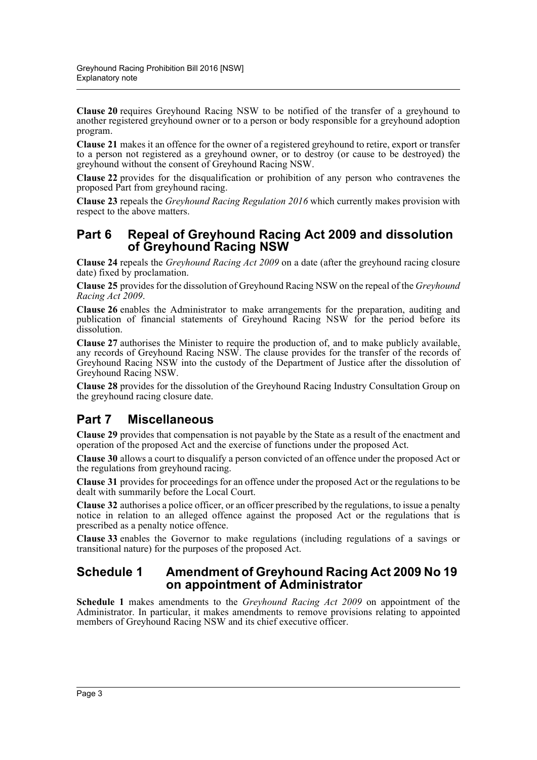**Clause 20** requires Greyhound Racing NSW to be notified of the transfer of a greyhound to another registered greyhound owner or to a person or body responsible for a greyhound adoption program.

**Clause 21** makes it an offence for the owner of a registered greyhound to retire, export or transfer to a person not registered as a greyhound owner, or to destroy (or cause to be destroyed) the greyhound without the consent of Greyhound Racing NSW.

**Clause 22** provides for the disqualification or prohibition of any person who contravenes the proposed Part from greyhound racing.

**Clause 23** repeals the *Greyhound Racing Regulation 2016* which currently makes provision with respect to the above matters.

## Part 6 Repeal of Greyhound Racing Act 2009 and dissolution of Greyhound Racing NSW

**Clause 24** repeals the *Greyhound Racing Act 2009* on a date (after the greyhound racing closure date) fixed by proclamation.

**Clause 25** provides for the dissolution of Greyhound Racing NSW on the repeal of the *Greyhound Racing Act 2009*.

**Clause 26** enables the Administrator to make arrangements for the preparation, auditing and publication of financial statements of Greyhound Racing NSW for the period before its dissolution.

**Clause 27** authorises the Minister to require the production of, and to make publicly available, any records of Greyhound Racing NSW. The clause provides for the transfer of the records of Greyhound Racing NSW into the custody of the Department of Justice after the dissolution of Greyhound Racing NSW.

**Clause 28** provides for the dissolution of the Greyhound Racing Industry Consultation Group on the greyhound racing closure date.

## Part 7 Miscellaneous

**Clause 29** provides that compensation is not payable by the State as a result of the enactment and operation of the proposed Act and the exercise of functions under the proposed Act.

**Clause 30** allows a court to disqualify a person convicted of an offence under the proposed Act or the regulations from greyhound racing.

**Clause 31** provides for proceedings for an offence under the proposed Act or the regulations to be dealt with summarily before the Local Court.

**Clause 32** authorises a police officer, or an officer prescribed by the regulations, to issue a penalty notice in relation to an alleged offence against the proposed Act or the regulations that is prescribed as a penalty notice offence.

**Clause 33** enables the Governor to make regulations (including regulations of a savings or transitional nature) for the purposes of the proposed Act.

## Schedule 1 Amendment of Greyhound Racing Act 2009 No 19 on appointment of Administrator

**Schedule 1** makes amendments to the *Greyhound Racing Act 2009* on appointment of the Administrator. In particular, it makes amendments to remove provisions relating to appointed members of Greyhound Racing NSW and its chief executive officer.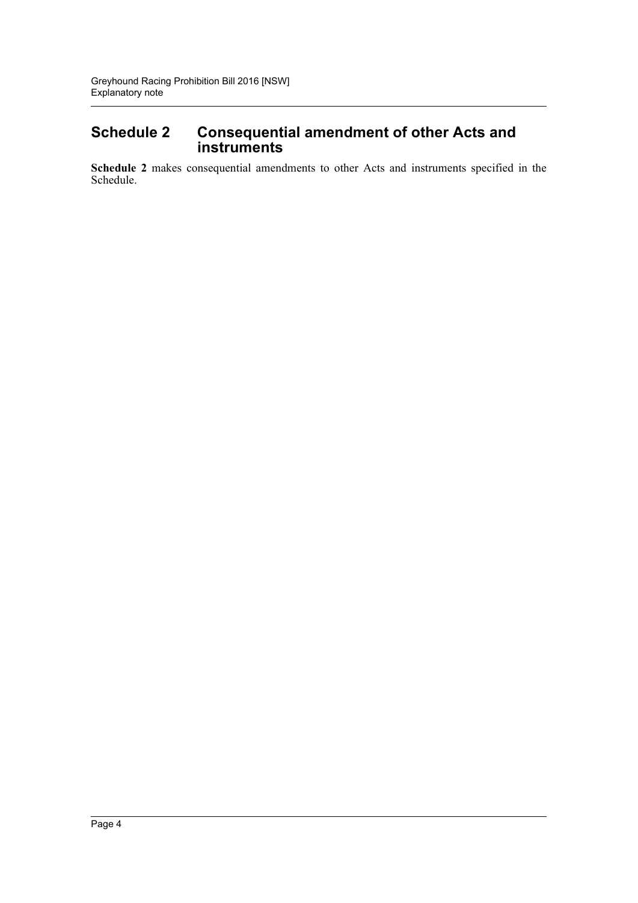## Schedule 2 Consequential amendment of other Acts and instruments

**Schedule 2** makes consequential amendments to other Acts and instruments specified in the Schedule.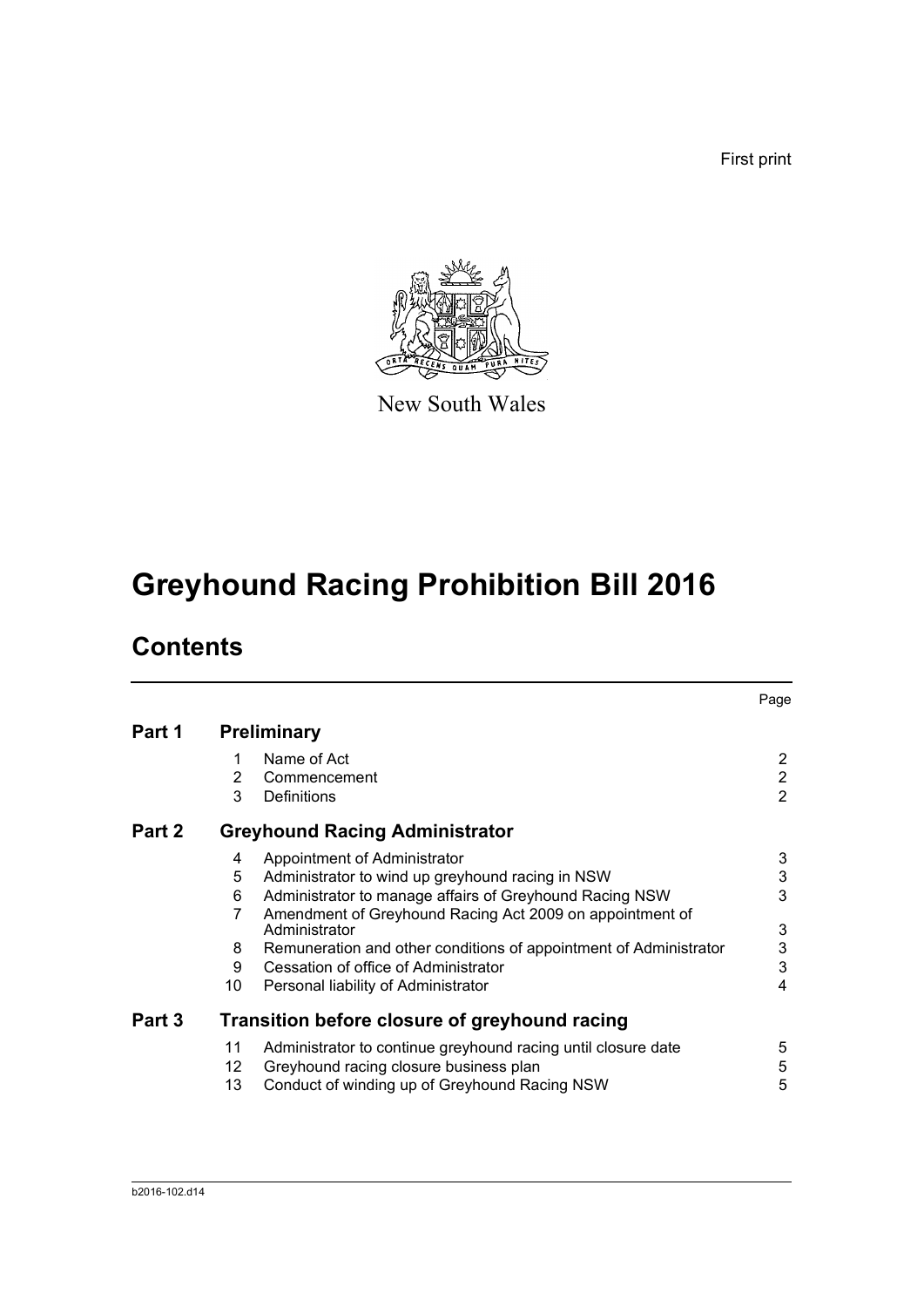First print

New South Wales

# Greyhound Racing Prohibition Bill 2016

## Contents

| | | | Page |
|---|---|---|---|
| **Part 1** | | **Preliminary** | |
| | 1 | Name of Act | 2 |
| | 2 | Commencement | 2 |
| | 3 | Definitions | 2 |
| **Part 2** | | **Greyhound Racing Administrator** | |
| | 4 | Appointment of Administrator | 3 |
| | 5 | Administrator to wind up greyhound racing in NSW | 3 |
| | 6 | Administrator to manage affairs of Greyhound Racing NSW | 3 |
| | 7 | Amendment of Greyhound Racing Act 2009 on appointment of Administrator | 3 |
| | 8 | Remuneration and other conditions of appointment of Administrator | 3 |
| | 9 | Cessation of office of Administrator | 3 |
| | 10 | Personal liability of Administrator | 4 |
| **Part 3** | | **Transition before closure of greyhound racing** | |
| | 11 | Administrator to continue greyhound racing until closure date | 5 |
| | 12 | Greyhound racing closure business plan | 5 |
| | 13 | Conduct of winding up of Greyhound Racing NSW | 5 |

b2016-102.d14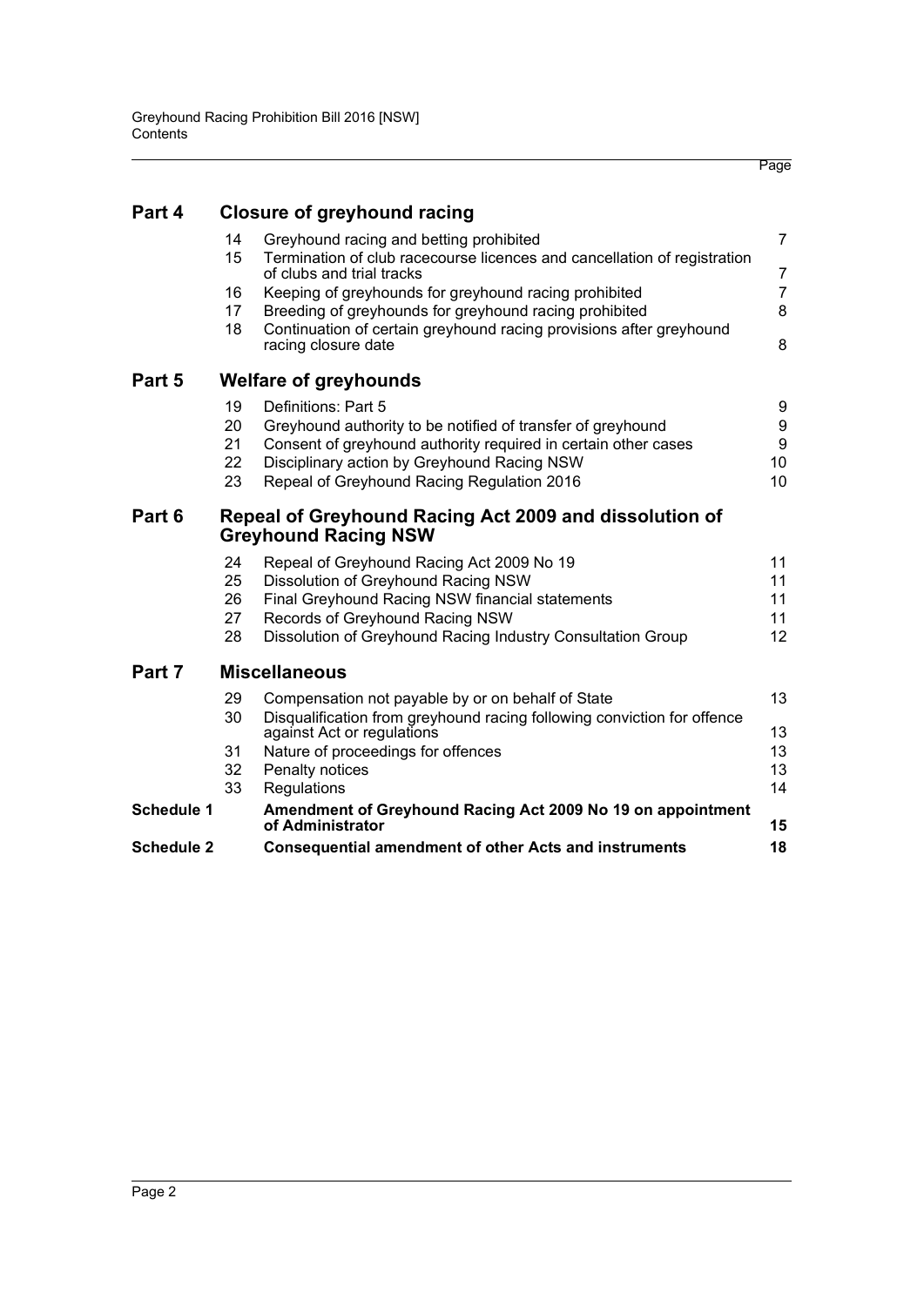| | | | Page |
|---|---|---|---|
| **Part 4** | | **Closure of greyhound racing** | |
| | 14 | Greyhound racing and betting prohibited | 7 |
| | 15 | Termination of club racecourse licences and cancellation of registration of clubs and trial tracks | 7 |
| | 16 | Keeping of greyhounds for greyhound racing prohibited | 7 |
| | 17 | Breeding of greyhounds for greyhound racing prohibited | 8 |
| | 18 | Continuation of certain greyhound racing provisions after greyhound racing closure date | 8 |
| **Part 5** | | **Welfare of greyhounds** | |
| | 19 | Definitions: Part 5 | 9 |
| | 20 | Greyhound authority to be notified of transfer of greyhound | 9 |
| | 21 | Consent of greyhound authority required in certain other cases | 9 |
| | 22 | Disciplinary action by Greyhound Racing NSW | 10 |
| | 23 | Repeal of Greyhound Racing Regulation 2016 | 10 |
| **Part 6** | | **Repeal of Greyhound Racing Act 2009 and dissolution of Greyhound Racing NSW** | |
| | 24 | Repeal of Greyhound Racing Act 2009 No 19 | 11 |
| | 25 | Dissolution of Greyhound Racing NSW | 11 |
| | 26 | Final Greyhound Racing NSW financial statements | 11 |
| | 27 | Records of Greyhound Racing NSW | 11 |
| | 28 | Dissolution of Greyhound Racing Industry Consultation Group | 12 |
| **Part 7** | | **Miscellaneous** | |
| | 29 | Compensation not payable by or on behalf of State | 13 |
| | 30 | Disqualification from greyhound racing following conviction for offence against Act or regulations | 13 |
| | 31 | Nature of proceedings for offences | 13 |
| | 32 | Penalty notices | 13 |
| | 33 | Regulations | 14 |
| **Schedule 1** | | **Amendment of Greyhound Racing Act 2009 No 19 on appointment of Administrator** | **15** |
| **Schedule 2** | | **Consequential amendment of other Acts and instruments** | **18** |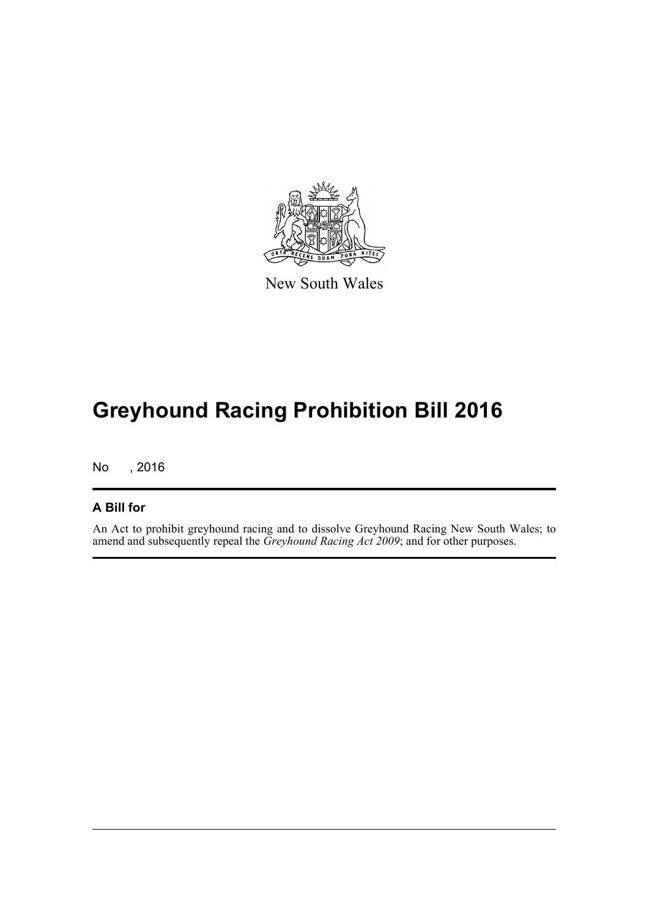New South Wales

# Greyhound Racing Prohibition Bill 2016

No , 2016

## A Bill for

An Act to prohibit greyhound racing and to dissolve Greyhound Racing New South Wales; to amend and subsequently repeal the *Greyhound Racing Act 2009*; and for other purposes.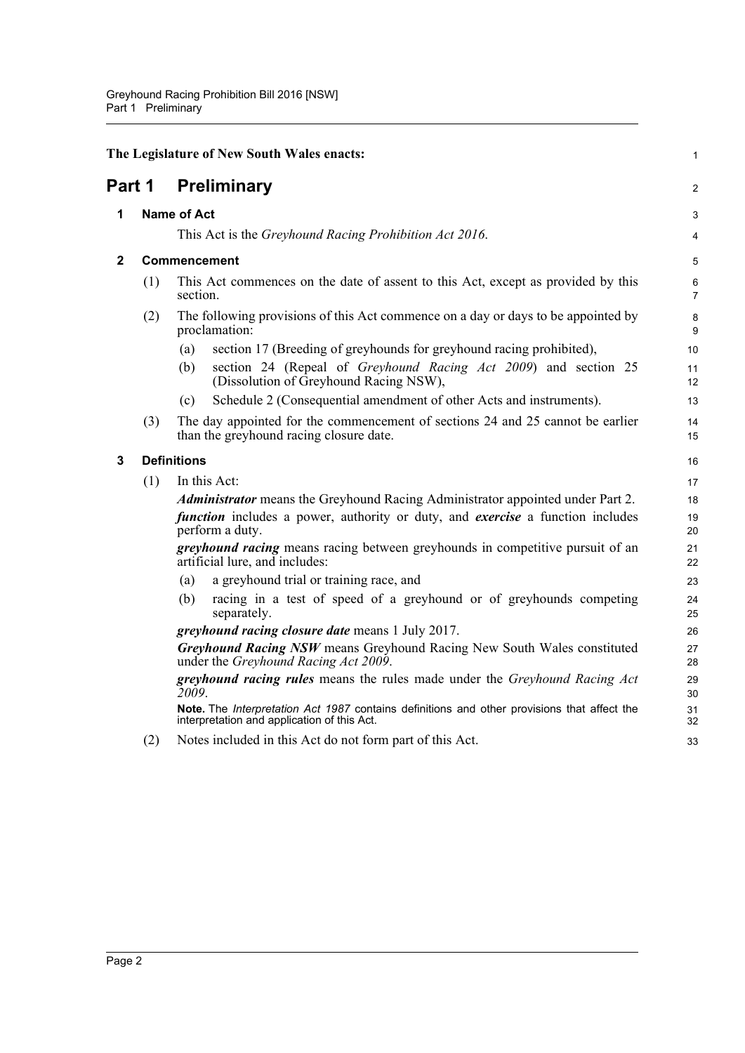**The Legislature of New South Wales enacts:**

# Part 1 Preliminary

## 1 Name of Act

This Act is the *Greyhound Racing Prohibition Act 2016*.

## 2 Commencement

(1) This Act commences on the date of assent to this Act, except as provided by this section.

(2) The following provisions of this Act commence on a day or days to be appointed by proclamation:

- (a) section 17 (Breeding of greyhounds for greyhound racing prohibited),
- (b) section 24 (Repeal of *Greyhound Racing Act 2009*) and section 25 (Dissolution of Greyhound Racing NSW),
- (c) Schedule 2 (Consequential amendment of other Acts and instruments).

(3) The day appointed for the commencement of sections 24 and 25 cannot be earlier than the greyhound racing closure date.

## 3 Definitions

(1) In this Act:

***Administrator*** means the Greyhound Racing Administrator appointed under Part 2.

***function*** includes a power, authority or duty, and ***exercise*** a function includes perform a duty.

***greyhound racing*** means racing between greyhounds in competitive pursuit of an artificial lure, and includes:

- (a) a greyhound trial or training race, and
- (b) racing in a test of speed of a greyhound or of greyhounds competing separately.

***greyhound racing closure date*** means 1 July 2017.

***Greyhound Racing NSW*** means Greyhound Racing New South Wales constituted under the *Greyhound Racing Act 2009*.

***greyhound racing rules*** means the rules made under the *Greyhound Racing Act 2009*.

**Note.** The *Interpretation Act 1987* contains definitions and other provisions that affect the interpretation and application of this Act.

(2) Notes included in this Act do not form part of this Act.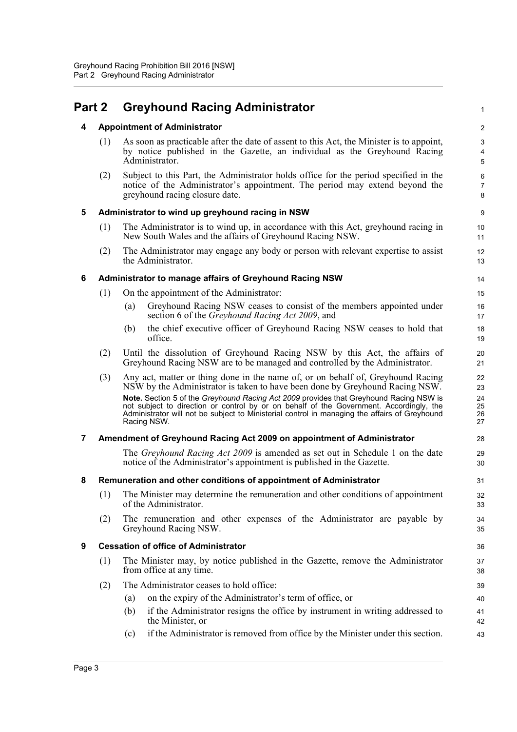# Part 2 Greyhound Racing Administrator

## 4 Appointment of Administrator

(1) As soon as practicable after the date of assent to this Act, the Minister is to appoint, by notice published in the Gazette, an individual as the Greyhound Racing Administrator.

(2) Subject to this Part, the Administrator holds office for the period specified in the notice of the Administrator's appointment. The period may extend beyond the greyhound racing closure date.

## 5 Administrator to wind up greyhound racing in NSW

(1) The Administrator is to wind up, in accordance with this Act, greyhound racing in New South Wales and the affairs of Greyhound Racing NSW.

(2) The Administrator may engage any body or person with relevant expertise to assist the Administrator.

## 6 Administrator to manage affairs of Greyhound Racing NSW

(1) On the appointment of the Administrator:

- (a) Greyhound Racing NSW ceases to consist of the members appointed under section 6 of the *Greyhound Racing Act 2009*, and
- (b) the chief executive officer of Greyhound Racing NSW ceases to hold that office.

(2) Until the dissolution of Greyhound Racing NSW by this Act, the affairs of Greyhound Racing NSW are to be managed and controlled by the Administrator.

(3) Any act, matter or thing done in the name of, or on behalf of, Greyhound Racing NSW by the Administrator is taken to have been done by Greyhound Racing NSW.

**Note.** Section 5 of the *Greyhound Racing Act 2009* provides that Greyhound Racing NSW is not subject to direction or control by or on behalf of the Government. Accordingly, the Administrator will not be subject to Ministerial control in managing the affairs of Greyhound Racing NSW.

## 7 Amendment of Greyhound Racing Act 2009 on appointment of Administrator

The *Greyhound Racing Act 2009* is amended as set out in Schedule 1 on the date notice of the Administrator's appointment is published in the Gazette.

## 8 Remuneration and other conditions of appointment of Administrator

(1) The Minister may determine the remuneration and other conditions of appointment of the Administrator.

(2) The remuneration and other expenses of the Administrator are payable by Greyhound Racing NSW.

## 9 Cessation of office of Administrator

(1) The Minister may, by notice published in the Gazette, remove the Administrator from office at any time.

(2) The Administrator ceases to hold office:

- (a) on the expiry of the Administrator's term of office, or
- (b) if the Administrator resigns the office by instrument in writing addressed to the Minister, or
- (c) if the Administrator is removed from office by the Minister under this section.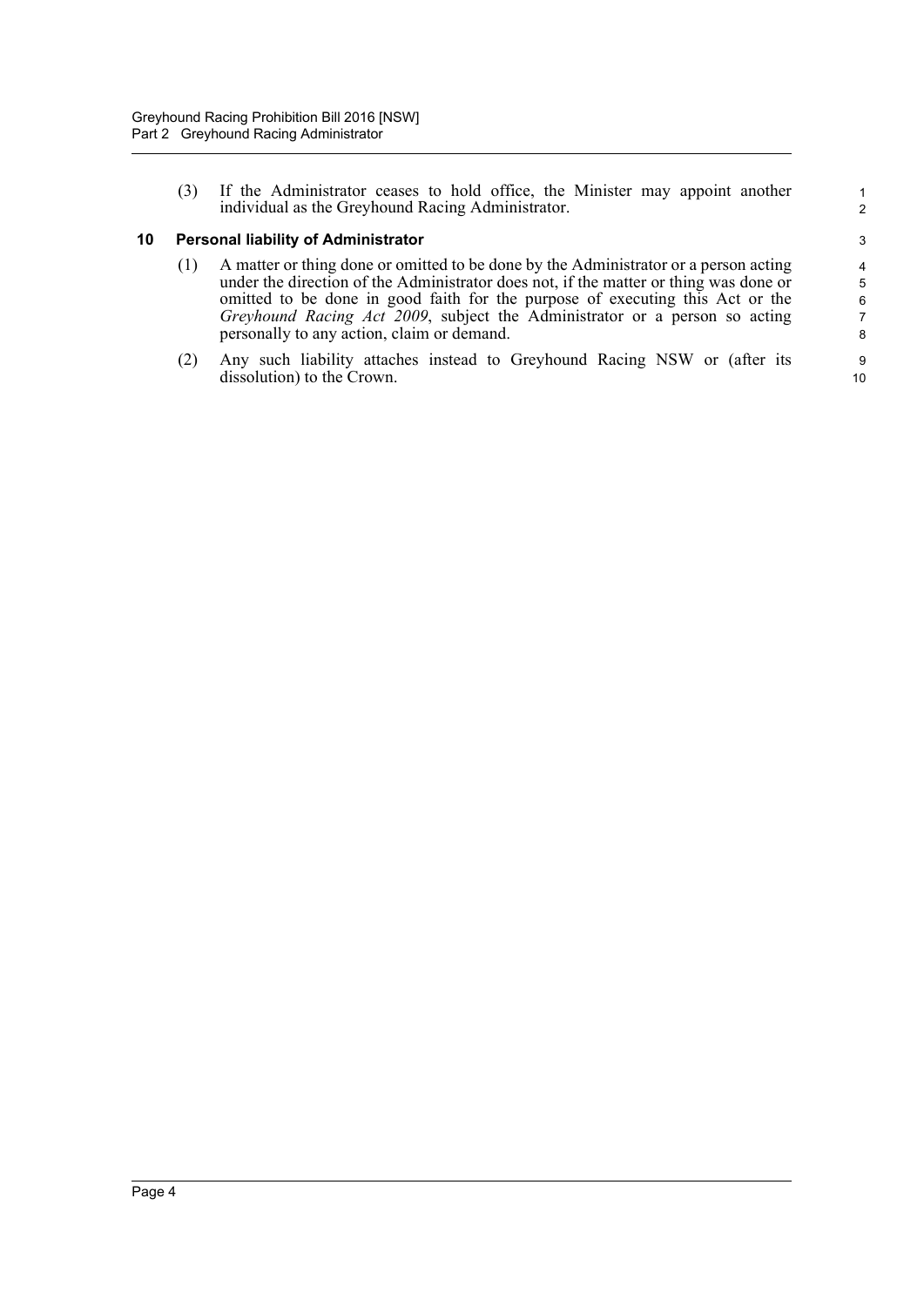(3) If the Administrator ceases to hold office, the Minister may appoint another individual as the Greyhound Racing Administrator.

### 10 Personal liability of Administrator

(1) A matter or thing done or omitted to be done by the Administrator or a person acting under the direction of the Administrator does not, if the matter or thing was done or omitted to be done in good faith for the purpose of executing this Act or the *Greyhound Racing Act 2009*, subject the Administrator or a person so acting personally to any action, claim or demand.

(2) Any such liability attaches instead to Greyhound Racing NSW or (after its dissolution) to the Crown.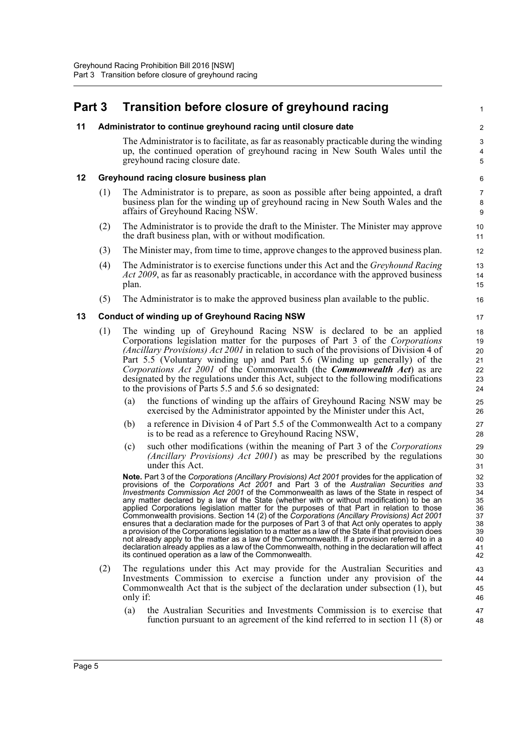# Part 3 Transition before closure of greyhound racing

### 11 Administrator to continue greyhound racing until closure date

The Administrator is to facilitate, as far as reasonably practicable during the winding up, the continued operation of greyhound racing in New South Wales until the greyhound racing closure date.

### 12 Greyhound racing closure business plan

(1) The Administrator is to prepare, as soon as possible after being appointed, a draft business plan for the winding up of greyhound racing in New South Wales and the affairs of Greyhound Racing NSW.

(2) The Administrator is to provide the draft to the Minister. The Minister may approve the draft business plan, with or without modification.

(3) The Minister may, from time to time, approve changes to the approved business plan.

(4) The Administrator is to exercise functions under this Act and the *Greyhound Racing Act 2009*, as far as reasonably practicable, in accordance with the approved business plan.

(5) The Administrator is to make the approved business plan available to the public.

### 13 Conduct of winding up of Greyhound Racing NSW

(1) The winding up of Greyhound Racing NSW is declared to be an applied Corporations legislation matter for the purposes of Part 3 of the *Corporations (Ancillary Provisions) Act 2001* in relation to such of the provisions of Division 4 of Part 5.5 (Voluntary winding up) and Part 5.6 (Winding up generally) of the *Corporations Act 2001* of the Commonwealth (the ***Commonwealth Act***) as are designated by the regulations under this Act, subject to the following modifications to the provisions of Parts 5.5 and 5.6 so designated:

- (a) the functions of winding up the affairs of Greyhound Racing NSW may be exercised by the Administrator appointed by the Minister under this Act,
- (b) a reference in Division 4 of Part 5.5 of the Commonwealth Act to a company is to be read as a reference to Greyhound Racing NSW,
- (c) such other modifications (within the meaning of Part 3 of the *Corporations (Ancillary Provisions) Act 2001*) as may be prescribed by the regulations under this Act.

**Note.** Part 3 of the *Corporations (Ancillary Provisions) Act 2001* provides for the application of provisions of the *Corporations Act 2001* and Part 3 of the *Australian Securities and Investments Commission Act 2001* of the Commonwealth as laws of the State in respect of any matter declared by a law of the State (whether with or without modification) to be an applied Corporations legislation matter for the purposes of that Part in relation to those Commonwealth provisions. Section 14 (2) of the *Corporations (Ancillary Provisions) Act 2001* ensures that a declaration made for the purposes of Part 3 of that Act only operates to apply a provision of the Corporations legislation to a matter as a law of the State if that provision does not already apply to the matter as a law of the Commonwealth. If a provision referred to in a declaration already applies as a law of the Commonwealth, nothing in the declaration will affect its continued operation as a law of the Commonwealth.

(2) The regulations under this Act may provide for the Australian Securities and Investments Commission to exercise a function under any provision of the Commonwealth Act that is the subject of the declaration under subsection (1), but only if:

- (a) the Australian Securities and Investments Commission is to exercise that function pursuant to an agreement of the kind referred to in section 11 (8) or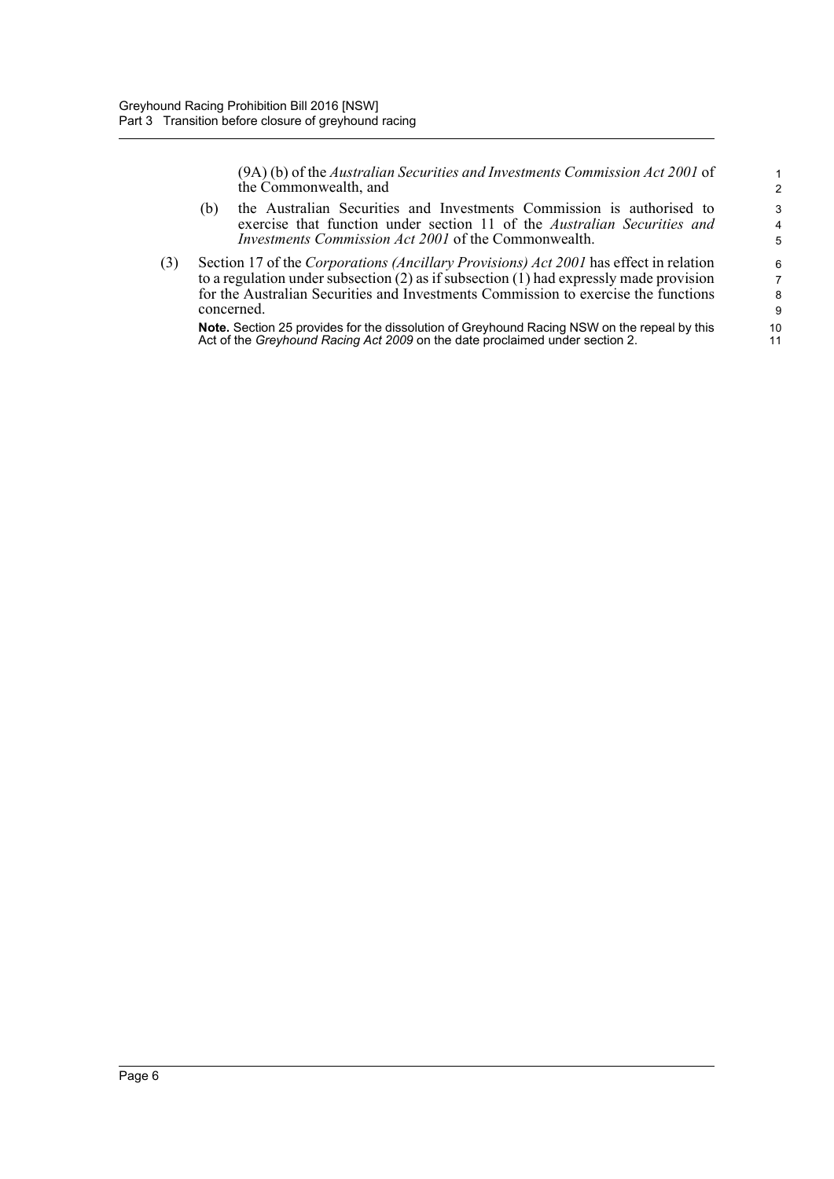(9A) (b) of the *Australian Securities and Investments Commission Act 2001* of the Commonwealth, and

(b) the Australian Securities and Investments Commission is authorised to exercise that function under section 11 of the *Australian Securities and Investments Commission Act 2001* of the Commonwealth.

(3) Section 17 of the *Corporations (Ancillary Provisions) Act 2001* has effect in relation to a regulation under subsection (2) as if subsection (1) had expressly made provision for the Australian Securities and Investments Commission to exercise the functions concerned.

**Note.** Section 25 provides for the dissolution of Greyhound Racing NSW on the repeal by this Act of the *Greyhound Racing Act 2009* on the date proclaimed under section 2.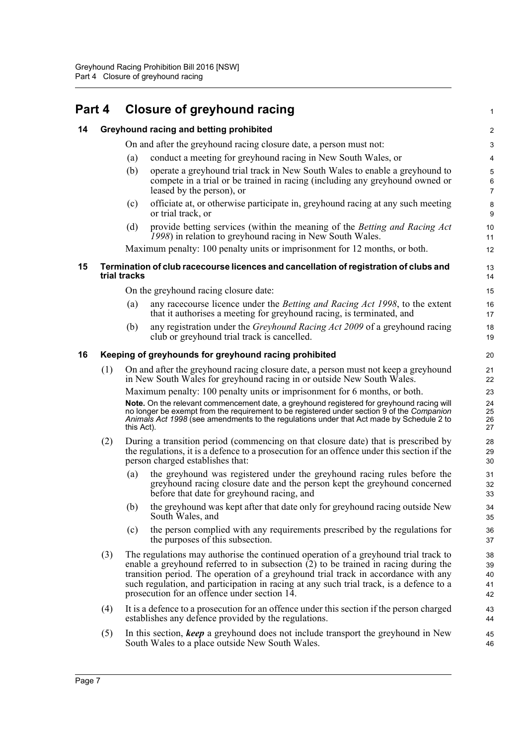# Part 4 Closure of greyhound racing

## 14 Greyhound racing and betting prohibited

On and after the greyhound racing closure date, a person must not:

(a) conduct a meeting for greyhound racing in New South Wales, or

(b) operate a greyhound trial track in New South Wales to enable a greyhound to compete in a trial or be trained in racing (including any greyhound owned or leased by the person), or

(c) officiate at, or otherwise participate in, greyhound racing at any such meeting or trial track, or

(d) provide betting services (within the meaning of the *Betting and Racing Act 1998*) in relation to greyhound racing in New South Wales.

Maximum penalty: 100 penalty units or imprisonment for 12 months, or both.

## 15 Termination of club racecourse licences and cancellation of registration of clubs and trial tracks

On the greyhound racing closure date:

(a) any racecourse licence under the *Betting and Racing Act 1998*, to the extent that it authorises a meeting for greyhound racing, is terminated, and

(b) any registration under the *Greyhound Racing Act 2009* of a greyhound racing club or greyhound trial track is cancelled.

## 16 Keeping of greyhounds for greyhound racing prohibited

(1) On and after the greyhound racing closure date, a person must not keep a greyhound in New South Wales for greyhound racing in or outside New South Wales.

Maximum penalty: 100 penalty units or imprisonment for 6 months, or both.

**Note.** On the relevant commencement date, a greyhound registered for greyhound racing will no longer be exempt from the requirement to be registered under section 9 of the *Companion Animals Act 1998* (see amendments to the regulations under that Act made by Schedule 2 to this Act).

(2) During a transition period (commencing on that closure date) that is prescribed by the regulations, it is a defence to a prosecution for an offence under this section if the person charged establishes that:

(a) the greyhound was registered under the greyhound racing rules before the greyhound racing closure date and the person kept the greyhound concerned before that date for greyhound racing, and

(b) the greyhound was kept after that date only for greyhound racing outside New South Wales, and

(c) the person complied with any requirements prescribed by the regulations for the purposes of this subsection.

(3) The regulations may authorise the continued operation of a greyhound trial track to enable a greyhound referred to in subsection (2) to be trained in racing during the transition period. The operation of a greyhound trial track in accordance with any such regulation, and participation in racing at any such trial track, is a defence to a prosecution for an offence under section 14.

(4) It is a defence to a prosecution for an offence under this section if the person charged establishes any defence provided by the regulations.

(5) In this section, ***keep*** a greyhound does not include transport the greyhound in New South Wales to a place outside New South Wales.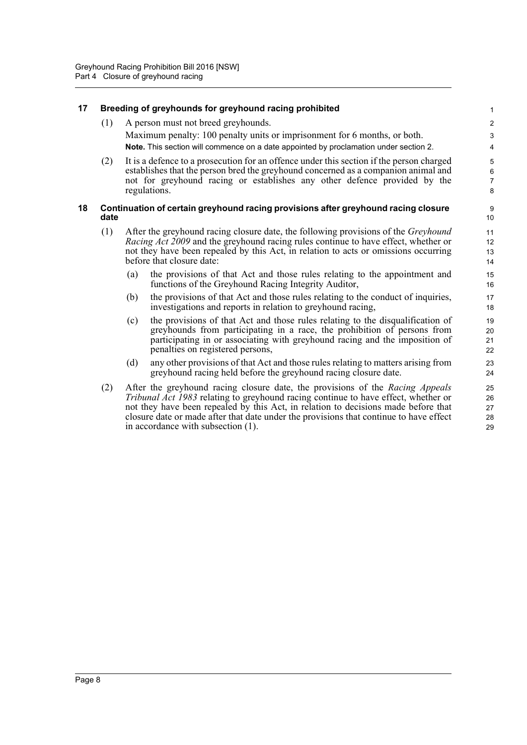## 17 Breeding of greyhounds for greyhound racing prohibited

(1) A person must not breed greyhounds.

Maximum penalty: 100 penalty units or imprisonment for 6 months, or both.

**Note.** This section will commence on a date appointed by proclamation under section 2.

(2) It is a defence to a prosecution for an offence under this section if the person charged establishes that the person bred the greyhound concerned as a companion animal and not for greyhound racing or establishes any other defence provided by the regulations.

## 18 Continuation of certain greyhound racing provisions after greyhound racing closure date

(1) After the greyhound racing closure date, the following provisions of the *Greyhound Racing Act 2009* and the greyhound racing rules continue to have effect, whether or not they have been repealed by this Act, in relation to acts or omissions occurring before that closure date:

(a) the provisions of that Act and those rules relating to the appointment and functions of the Greyhound Racing Integrity Auditor,

(b) the provisions of that Act and those rules relating to the conduct of inquiries, investigations and reports in relation to greyhound racing,

(c) the provisions of that Act and those rules relating to the disqualification of greyhounds from participating in a race, the prohibition of persons from participating in or associating with greyhound racing and the imposition of penalties on registered persons,

(d) any other provisions of that Act and those rules relating to matters arising from greyhound racing held before the greyhound racing closure date.

(2) After the greyhound racing closure date, the provisions of the *Racing Appeals Tribunal Act 1983* relating to greyhound racing continue to have effect, whether or not they have been repealed by this Act, in relation to decisions made before that closure date or made after that date under the provisions that continue to have effect in accordance with subsection (1).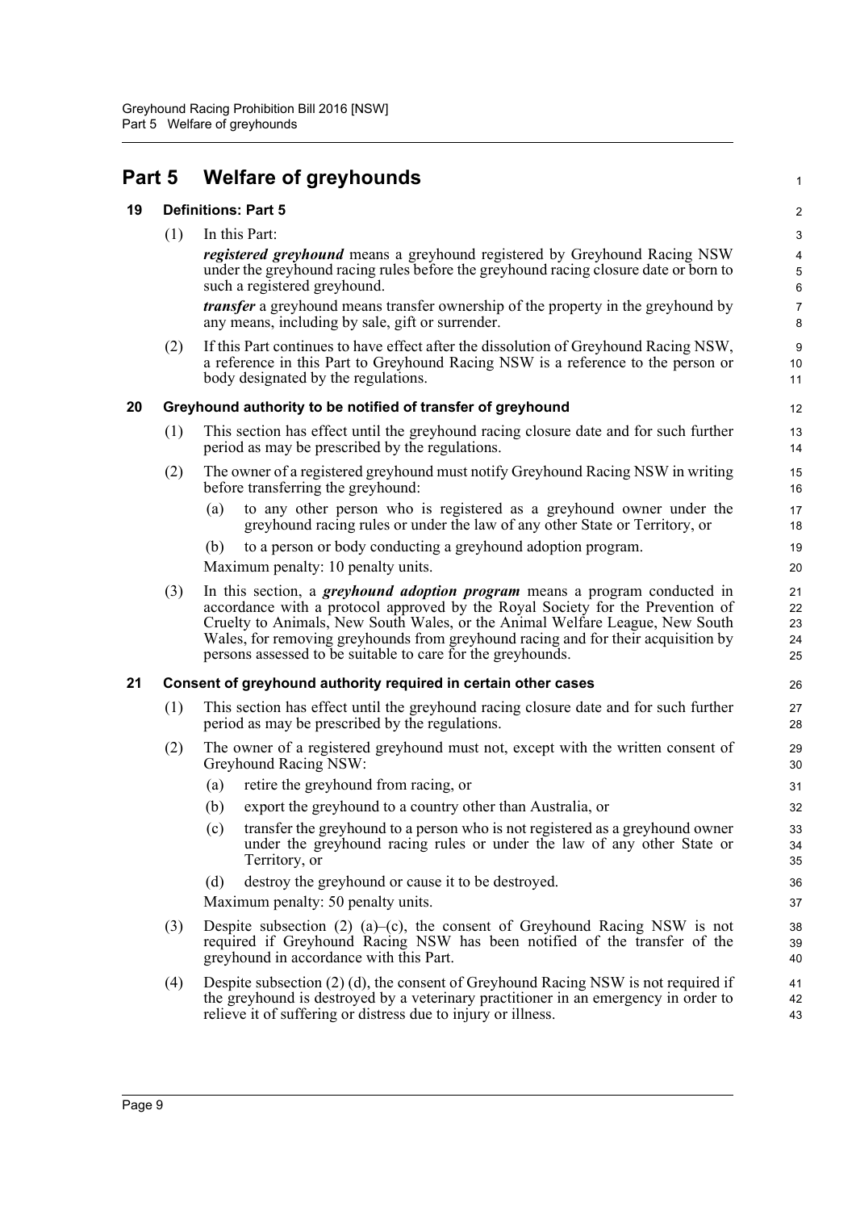# Part 5 Welfare of greyhounds

## 19 Definitions: Part 5

(1) In this Part:

***registered greyhound*** means a greyhound registered by Greyhound Racing NSW under the greyhound racing rules before the greyhound racing closure date or born to such a registered greyhound.

***transfer*** a greyhound means transfer ownership of the property in the greyhound by any means, including by sale, gift or surrender.

(2) If this Part continues to have effect after the dissolution of Greyhound Racing NSW, a reference in this Part to Greyhound Racing NSW is a reference to the person or body designated by the regulations.

## 20 Greyhound authority to be notified of transfer of greyhound

(1) This section has effect until the greyhound racing closure date and for such further period as may be prescribed by the regulations.

(2) The owner of a registered greyhound must notify Greyhound Racing NSW in writing before transferring the greyhound:

- (a) to any other person who is registered as a greyhound owner under the greyhound racing rules or under the law of any other State or Territory, or
- (b) to a person or body conducting a greyhound adoption program.

Maximum penalty: 10 penalty units.

(3) In this section, a ***greyhound adoption program*** means a program conducted in accordance with a protocol approved by the Royal Society for the Prevention of Cruelty to Animals, New South Wales, or the Animal Welfare League, New South Wales, for removing greyhounds from greyhound racing and for their acquisition by persons assessed to be suitable to care for the greyhounds.

## 21 Consent of greyhound authority required in certain other cases

(1) This section has effect until the greyhound racing closure date and for such further period as may be prescribed by the regulations.

(2) The owner of a registered greyhound must not, except with the written consent of Greyhound Racing NSW:

- (a) retire the greyhound from racing, or
- (b) export the greyhound to a country other than Australia, or
- (c) transfer the greyhound to a person who is not registered as a greyhound owner under the greyhound racing rules or under the law of any other State or Territory, or
- (d) destroy the greyhound or cause it to be destroyed.

Maximum penalty: 50 penalty units.

(3) Despite subsection (2) (a)–(c), the consent of Greyhound Racing NSW is not required if Greyhound Racing NSW has been notified of the transfer of the greyhound in accordance with this Part.

(4) Despite subsection (2) (d), the consent of Greyhound Racing NSW is not required if the greyhound is destroyed by a veterinary practitioner in an emergency in order to relieve it of suffering or distress due to injury or illness.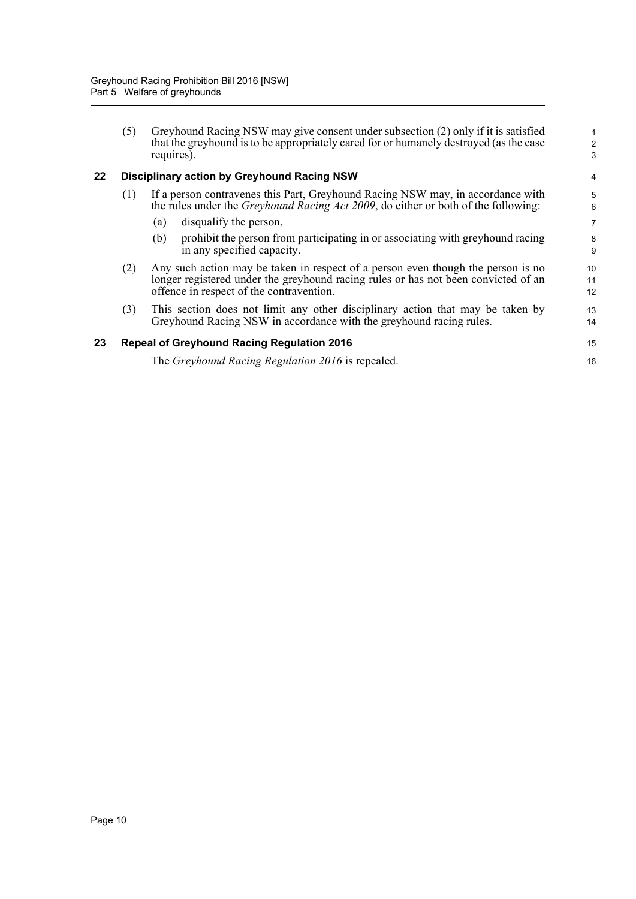(5) Greyhound Racing NSW may give consent under subsection (2) only if it is satisfied that the greyhound is to be appropriately cared for or humanely destroyed (as the case requires).

### 22 Disciplinary action by Greyhound Racing NSW

(1) If a person contravenes this Part, Greyhound Racing NSW may, in accordance with the rules under the *Greyhound Racing Act 2009*, do either or both of the following:

(a) disqualify the person,

(b) prohibit the person from participating in or associating with greyhound racing in any specified capacity.

(2) Any such action may be taken in respect of a person even though the person is no longer registered under the greyhound racing rules or has not been convicted of an offence in respect of the contravention.

(3) This section does not limit any other disciplinary action that may be taken by Greyhound Racing NSW in accordance with the greyhound racing rules.

### 23 Repeal of Greyhound Racing Regulation 2016

The *Greyhound Racing Regulation 2016* is repealed.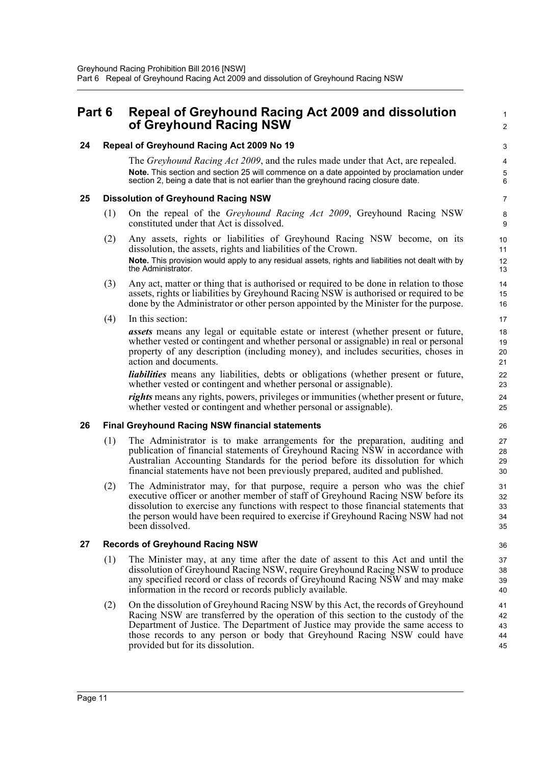# Part 6 Repeal of Greyhound Racing Act 2009 and dissolution of Greyhound Racing NSW

## 24 Repeal of Greyhound Racing Act 2009 No 19

The *Greyhound Racing Act 2009*, and the rules made under that Act, are repealed.

**Note.** This section and section 25 will commence on a date appointed by proclamation under section 2, being a date that is not earlier than the greyhound racing closure date.

## 25 Dissolution of Greyhound Racing NSW

(1) On the repeal of the *Greyhound Racing Act 2009*, Greyhound Racing NSW constituted under that Act is dissolved.

(2) Any assets, rights or liabilities of Greyhound Racing NSW become, on its dissolution, the assets, rights and liabilities of the Crown.

**Note.** This provision would apply to any residual assets, rights and liabilities not dealt with by the Administrator.

(3) Any act, matter or thing that is authorised or required to be done in relation to those assets, rights or liabilities by Greyhound Racing NSW is authorised or required to be done by the Administrator or other person appointed by the Minister for the purpose.

(4) In this section:

***assets*** means any legal or equitable estate or interest (whether present or future, whether vested or contingent and whether personal or assignable) in real or personal property of any description (including money), and includes securities, choses in action and documents.

***liabilities*** means any liabilities, debts or obligations (whether present or future, whether vested or contingent and whether personal or assignable).

***rights*** means any rights, powers, privileges or immunities (whether present or future, whether vested or contingent and whether personal or assignable).

## 26 Final Greyhound Racing NSW financial statements

(1) The Administrator is to make arrangements for the preparation, auditing and publication of financial statements of Greyhound Racing NSW in accordance with Australian Accounting Standards for the period before its dissolution for which financial statements have not been previously prepared, audited and published.

(2) The Administrator may, for that purpose, require a person who was the chief executive officer or another member of staff of Greyhound Racing NSW before its dissolution to exercise any functions with respect to those financial statements that the person would have been required to exercise if Greyhound Racing NSW had not been dissolved.

## 27 Records of Greyhound Racing NSW

(1) The Minister may, at any time after the date of assent to this Act and until the dissolution of Greyhound Racing NSW, require Greyhound Racing NSW to produce any specified record or class of records of Greyhound Racing NSW and may make information in the record or records publicly available.

(2) On the dissolution of Greyhound Racing NSW by this Act, the records of Greyhound Racing NSW are transferred by the operation of this section to the custody of the Department of Justice. The Department of Justice may provide the same access to those records to any person or body that Greyhound Racing NSW could have provided but for its dissolution.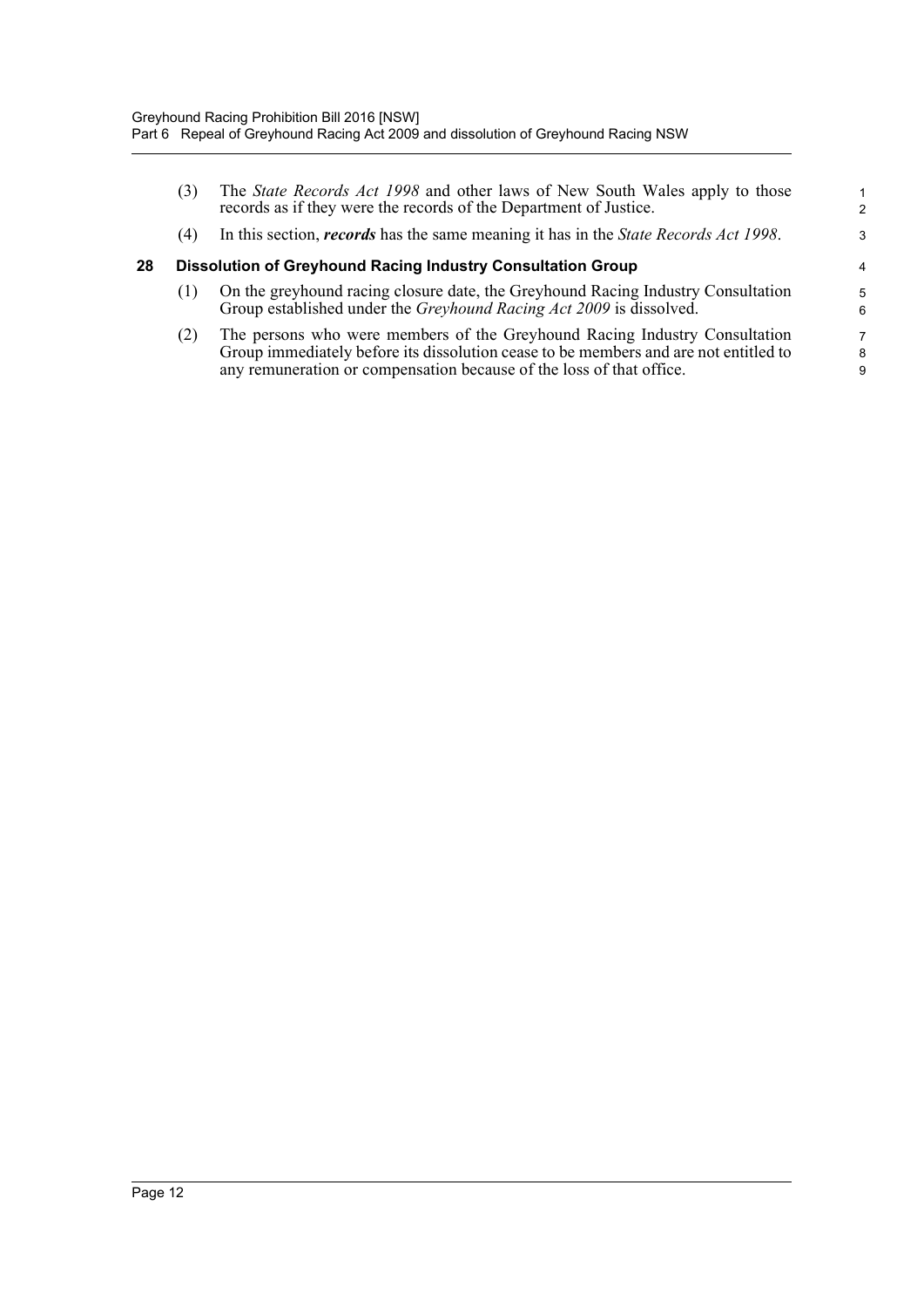(3) The *State Records Act 1998* and other laws of New South Wales apply to those records as if they were the records of the Department of Justice.

(4) In this section, ***records*** has the same meaning it has in the *State Records Act 1998*.

### 28 Dissolution of Greyhound Racing Industry Consultation Group

(1) On the greyhound racing closure date, the Greyhound Racing Industry Consultation Group established under the *Greyhound Racing Act 2009* is dissolved.

(2) The persons who were members of the Greyhound Racing Industry Consultation Group immediately before its dissolution cease to be members and are not entitled to any remuneration or compensation because of the loss of that office.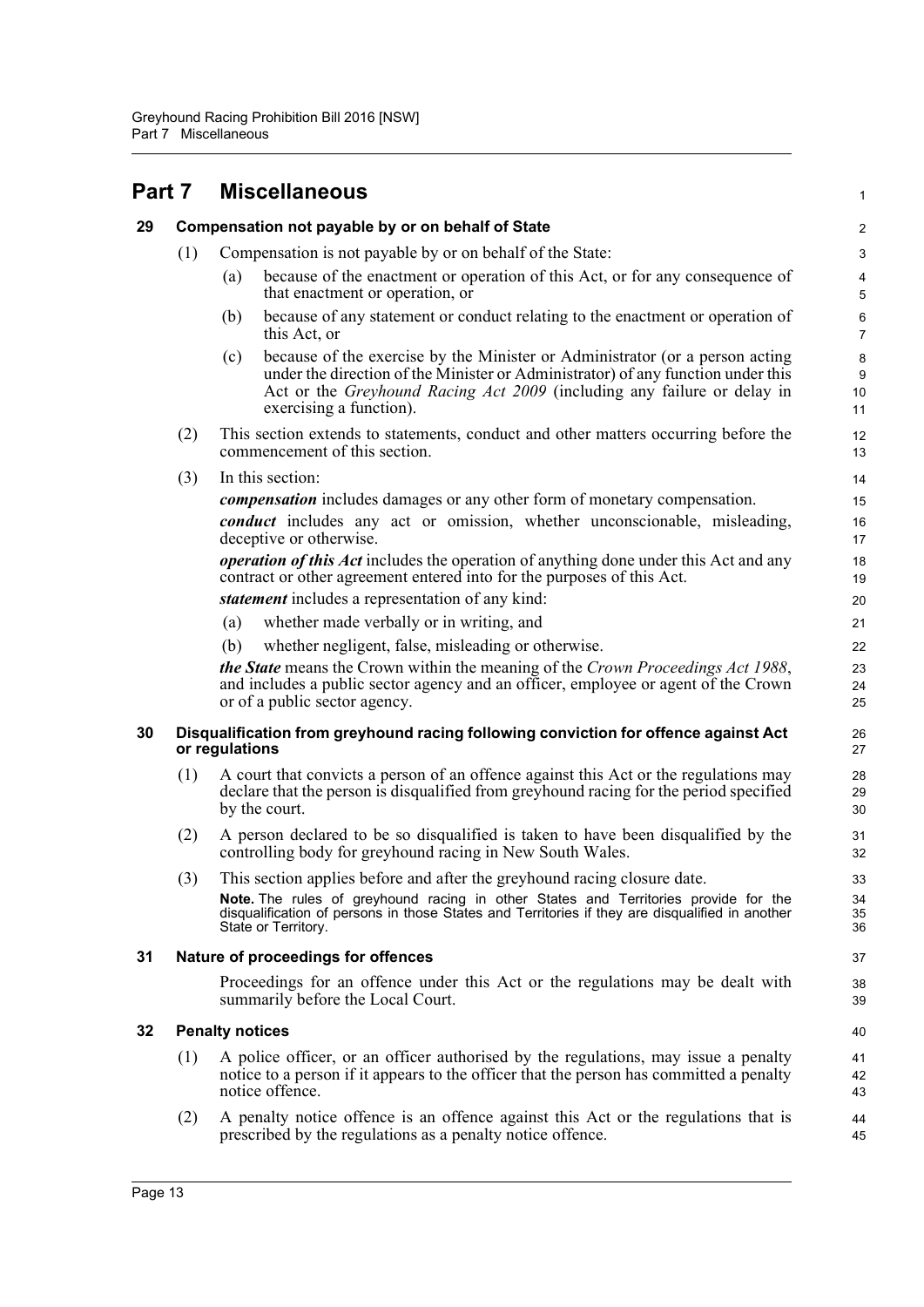# Part 7 Miscellaneous

## 29 Compensation not payable by or on behalf of State

(1) Compensation is not payable by or on behalf of the State:

(a) because of the enactment or operation of this Act, or for any consequence of that enactment or operation, or

(b) because of any statement or conduct relating to the enactment or operation of this Act, or

(c) because of the exercise by the Minister or Administrator (or a person acting under the direction of the Minister or Administrator) of any function under this Act or the *Greyhound Racing Act 2009* (including any failure or delay in exercising a function).

(2) This section extends to statements, conduct and other matters occurring before the commencement of this section.

(3) In this section:

***compensation*** includes damages or any other form of monetary compensation.

***conduct*** includes any act or omission, whether unconscionable, misleading, deceptive or otherwise.

***operation of this Act*** includes the operation of anything done under this Act and any contract or other agreement entered into for the purposes of this Act.

***statement*** includes a representation of any kind:

(a) whether made verbally or in writing, and

(b) whether negligent, false, misleading or otherwise.

***the State*** means the Crown within the meaning of the *Crown Proceedings Act 1988*, and includes a public sector agency and an officer, employee or agent of the Crown or of a public sector agency.

## 30 Disqualification from greyhound racing following conviction for offence against Act or regulations

(1) A court that convicts a person of an offence against this Act or the regulations may declare that the person is disqualified from greyhound racing for the period specified by the court.

(2) A person declared to be so disqualified is taken to have been disqualified by the controlling body for greyhound racing in New South Wales.

(3) This section applies before and after the greyhound racing closure date.

**Note.** The rules of greyhound racing in other States and Territories provide for the disqualification of persons in those States and Territories if they are disqualified in another State or Territory.

## 31 Nature of proceedings for offences

Proceedings for an offence under this Act or the regulations may be dealt with summarily before the Local Court.

## 32 Penalty notices

(1) A police officer, or an officer authorised by the regulations, may issue a penalty notice to a person if it appears to the officer that the person has committed a penalty notice offence.

(2) A penalty notice offence is an offence against this Act or the regulations that is prescribed by the regulations as a penalty notice offence.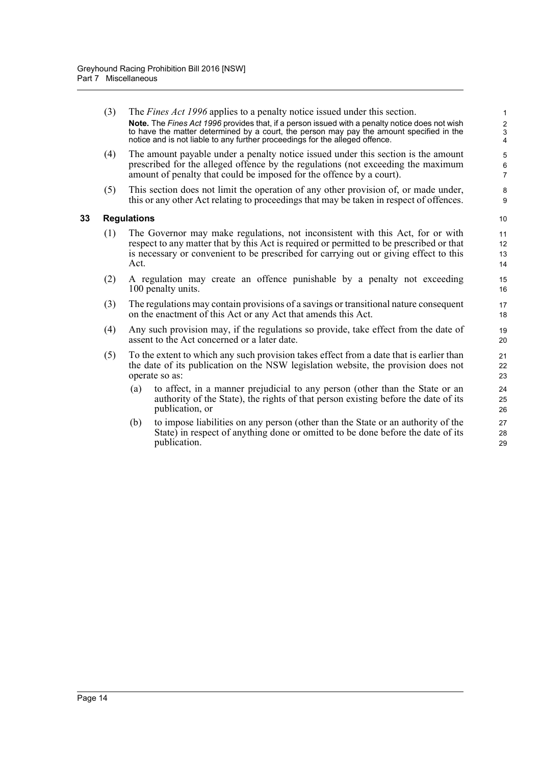(3) The *Fines Act 1996* applies to a penalty notice issued under this section.

**Note.** The *Fines Act 1996* provides that, if a person issued with a penalty notice does not wish to have the matter determined by a court, the person may pay the amount specified in the notice and is not liable to any further proceedings for the alleged offence.

(4) The amount payable under a penalty notice issued under this section is the amount prescribed for the alleged offence by the regulations (not exceeding the maximum amount of penalty that could be imposed for the offence by a court).

(5) This section does not limit the operation of any other provision of, or made under, this or any other Act relating to proceedings that may be taken in respect of offences.

## 33 Regulations

(1) The Governor may make regulations, not inconsistent with this Act, for or with respect to any matter that by this Act is required or permitted to be prescribed or that is necessary or convenient to be prescribed for carrying out or giving effect to this Act.

(2) A regulation may create an offence punishable by a penalty not exceeding 100 penalty units.

(3) The regulations may contain provisions of a savings or transitional nature consequent on the enactment of this Act or any Act that amends this Act.

(4) Any such provision may, if the regulations so provide, take effect from the date of assent to the Act concerned or a later date.

(5) To the extent to which any such provision takes effect from a date that is earlier than the date of its publication on the NSW legislation website, the provision does not operate so as:

   (a) to affect, in a manner prejudicial to any person (other than the State or an authority of the State), the rights of that person existing before the date of its publication, or

   (b) to impose liabilities on any person (other than the State or an authority of the State) in respect of anything done or omitted to be done before the date of its publication.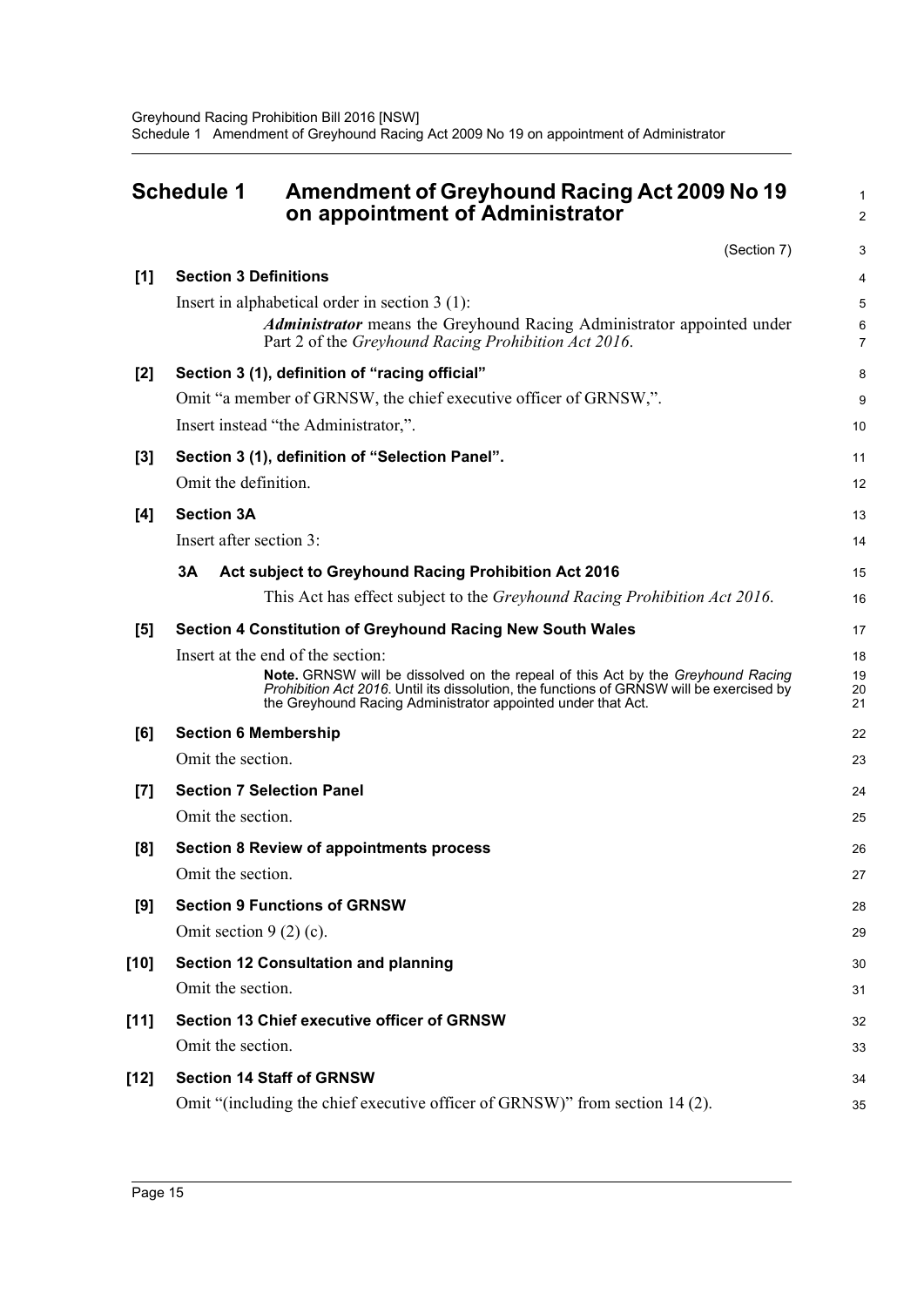# Schedule 1 Amendment of Greyhound Racing Act 2009 No 19 on appointment of Administrator

(Section 7)

**[1] Section 3 Definitions**

Insert in alphabetical order in section 3 (1):

> ***Administrator*** means the Greyhound Racing Administrator appointed under Part 2 of the *Greyhound Racing Prohibition Act 2016*.

**[2] Section 3 (1), definition of "racing official"**

Omit "a member of GRNSW, the chief executive officer of GRNSW,".

Insert instead "the Administrator,".

**[3] Section 3 (1), definition of "Selection Panel".**

Omit the definition.

**[4] Section 3A**

Insert after section 3:

> **3A Act subject to Greyhound Racing Prohibition Act 2016**
>
> This Act has effect subject to the *Greyhound Racing Prohibition Act 2016*.

**[5] Section 4 Constitution of Greyhound Racing New South Wales**

Insert at the end of the section:

> **Note.** GRNSW will be dissolved on the repeal of this Act by the *Greyhound Racing Prohibition Act 2016*. Until its dissolution, the functions of GRNSW will be exercised by the Greyhound Racing Administrator appointed under that Act.

**[6] Section 6 Membership**

Omit the section.

**[7] Section 7 Selection Panel**

Omit the section.

**[8] Section 8 Review of appointments process**

Omit the section.

**[9] Section 9 Functions of GRNSW**

Omit section 9 (2) (c).

**[10] Section 12 Consultation and planning**

Omit the section.

**[11] Section 13 Chief executive officer of GRNSW**

Omit the section.

**[12] Section 14 Staff of GRNSW**

Omit "(including the chief executive officer of GRNSW)" from section 14 (2).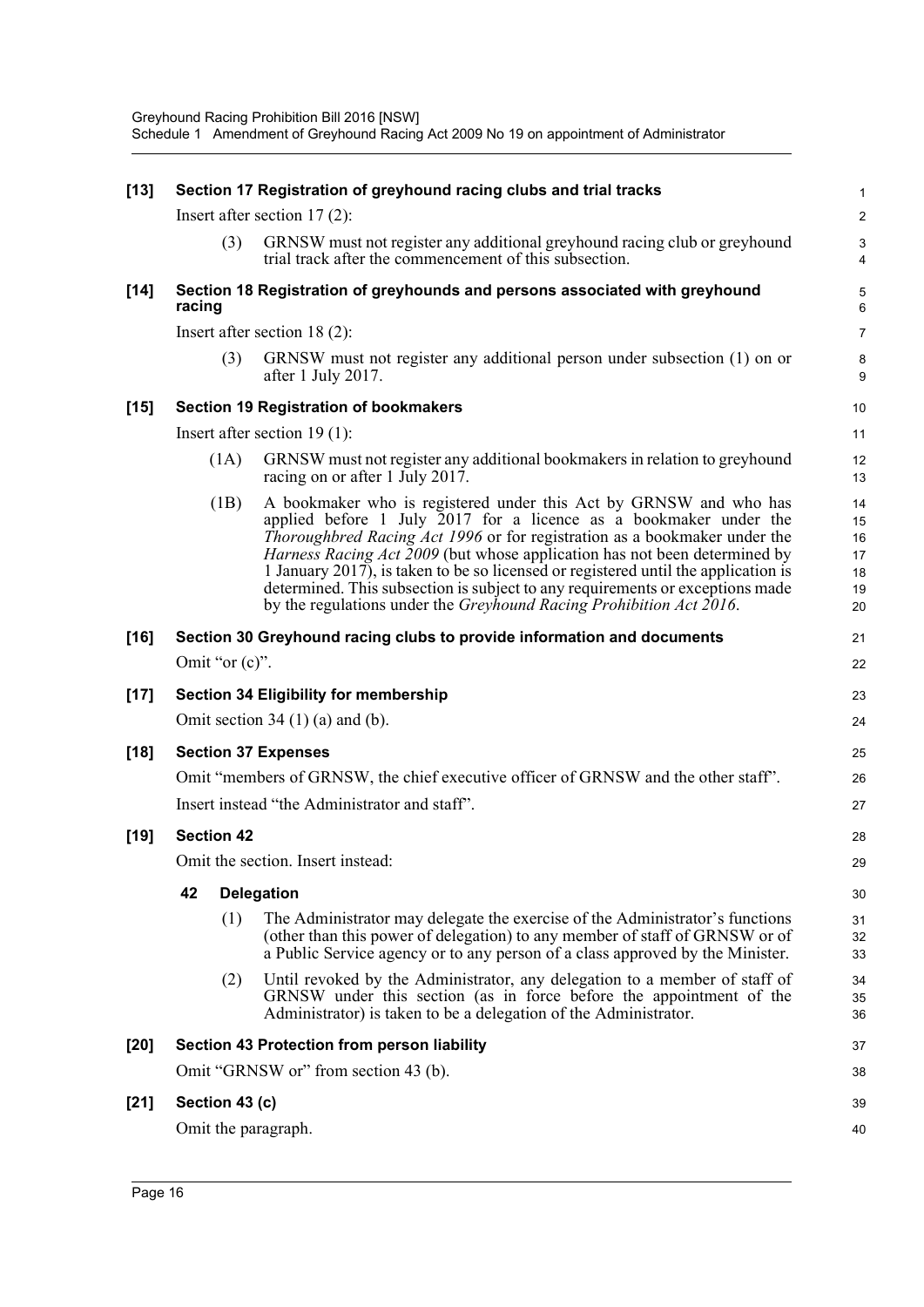**[13] Section 17 Registration of greyhound racing clubs and trial tracks**

Insert after section 17 (2):

(3) GRNSW must not register any additional greyhound racing club or greyhound trial track after the commencement of this subsection.

**[14] Section 18 Registration of greyhounds and persons associated with greyhound racing**

Insert after section 18 (2):

(3) GRNSW must not register any additional person under subsection (1) on or after 1 July 2017.

**[15] Section 19 Registration of bookmakers**

Insert after section 19 (1):

(1A) GRNSW must not register any additional bookmakers in relation to greyhound racing on or after 1 July 2017.

(1B) A bookmaker who is registered under this Act by GRNSW and who has applied before 1 July 2017 for a licence as a bookmaker under the *Thoroughbred Racing Act 1996* or for registration as a bookmaker under the *Harness Racing Act 2009* (but whose application has not been determined by 1 January 2017), is taken to be so licensed or registered until the application is determined. This subsection is subject to any requirements or exceptions made by the regulations under the *Greyhound Racing Prohibition Act 2016*.

**[16] Section 30 Greyhound racing clubs to provide information and documents**

Omit "or (c)".

**[17] Section 34 Eligibility for membership**

Omit section 34 (1) (a) and (b).

**[18] Section 37 Expenses**

Omit "members of GRNSW, the chief executive officer of GRNSW and the other staff".

Insert instead "the Administrator and staff".

**[19] Section 42**

Omit the section. Insert instead:

**42 Delegation**

(1) The Administrator may delegate the exercise of the Administrator's functions (other than this power of delegation) to any member of staff of GRNSW or of a Public Service agency or to any person of a class approved by the Minister.

(2) Until revoked by the Administrator, any delegation to a member of staff of GRNSW under this section (as in force before the appointment of the Administrator) is taken to be a delegation of the Administrator.

**[20] Section 43 Protection from person liability**

Omit "GRNSW or" from section 43 (b).

**[21] Section 43 (c)**

Omit the paragraph.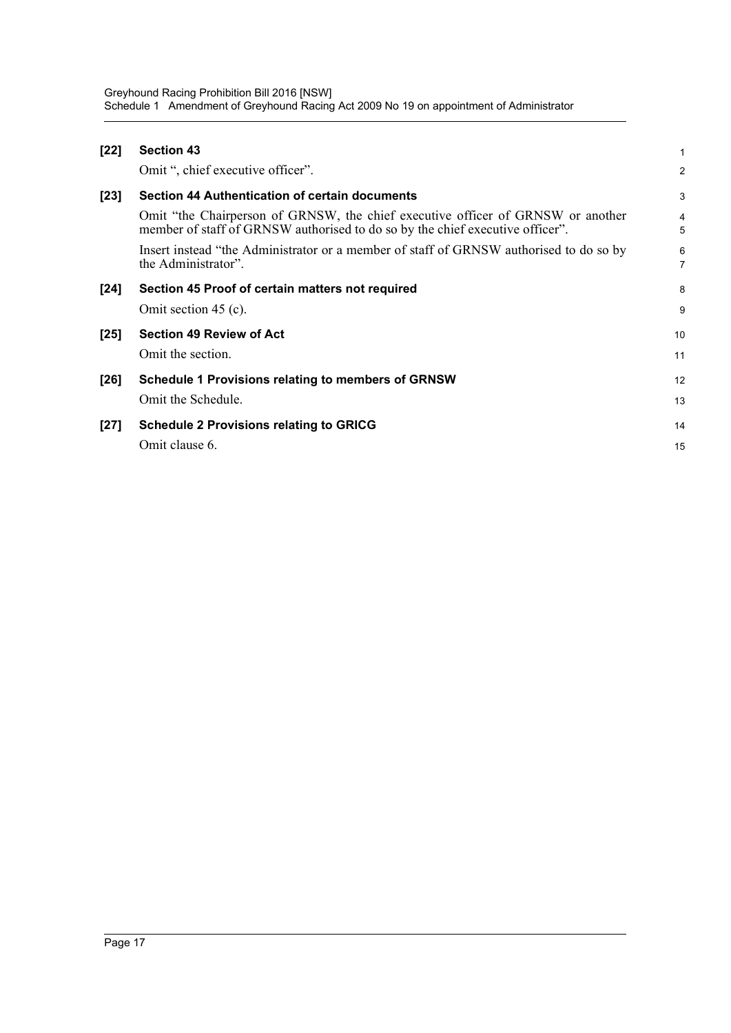**[22] Section 43**

Omit ", chief executive officer".

**[23] Section 44 Authentication of certain documents**

Omit "the Chairperson of GRNSW, the chief executive officer of GRNSW or another member of staff of GRNSW authorised to do so by the chief executive officer".

Insert instead "the Administrator or a member of staff of GRNSW authorised to do so by the Administrator".

**[24] Section 45 Proof of certain matters not required**

Omit section 45 (c).

**[25] Section 49 Review of Act**

Omit the section.

**[26] Schedule 1 Provisions relating to members of GRNSW**

Omit the Schedule.

**[27] Schedule 2 Provisions relating to GRICG**

Omit clause 6.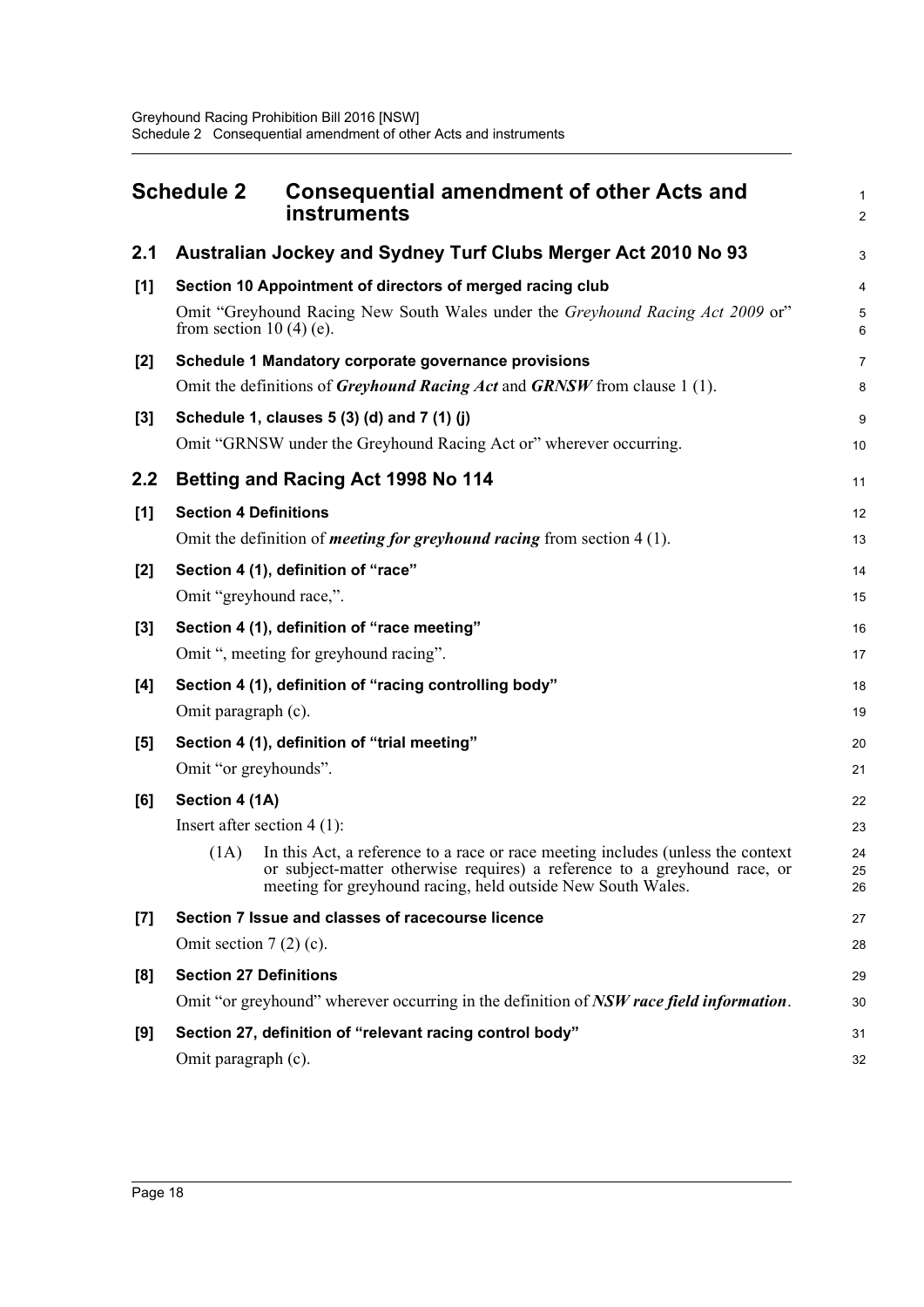# Schedule 2 Consequential amendment of other Acts and instruments

## 2.1 Australian Jockey and Sydney Turf Clubs Merger Act 2010 No 93

**[1] Section 10 Appointment of directors of merged racing club**

Omit "Greyhound Racing New South Wales under the *Greyhound Racing Act 2009* or" from section 10 (4) (e).

**[2] Schedule 1 Mandatory corporate governance provisions**

Omit the definitions of ***Greyhound Racing Act*** and ***GRNSW*** from clause 1 (1).

**[3] Schedule 1, clauses 5 (3) (d) and 7 (1) (j)**

Omit "GRNSW under the Greyhound Racing Act or" wherever occurring.

## 2.2 Betting and Racing Act 1998 No 114

**[1] Section 4 Definitions**

Omit the definition of ***meeting for greyhound racing*** from section 4 (1).

**[2] Section 4 (1), definition of "race"**

Omit "greyhound race,".

**[3] Section 4 (1), definition of "race meeting"**

Omit ", meeting for greyhound racing".

**[4] Section 4 (1), definition of "racing controlling body"**

Omit paragraph (c).

**[5] Section 4 (1), definition of "trial meeting"**

Omit "or greyhounds".

**[6] Section 4 (1A)**

Insert after section 4 (1):

> (1A) In this Act, a reference to a race or race meeting includes (unless the context or subject-matter otherwise requires) a reference to a greyhound race, or meeting for greyhound racing, held outside New South Wales.

**[7] Section 7 Issue and classes of racecourse licence**

Omit section 7 (2) (c).

**[8] Section 27 Definitions**

Omit "or greyhound" wherever occurring in the definition of ***NSW race field information***.

**[9] Section 27, definition of "relevant racing control body"**

Omit paragraph (c).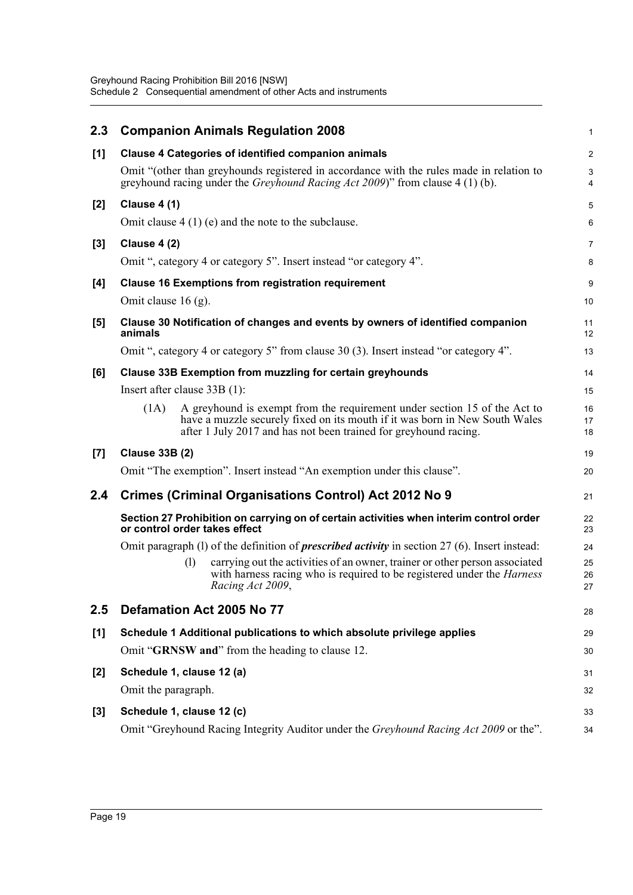## 2.3 Companion Animals Regulation 2008

**[1] Clause 4 Categories of identified companion animals**

Omit "(other than greyhounds registered in accordance with the rules made in relation to greyhound racing under the *Greyhound Racing Act 2009*)" from clause 4 (1) (b).

**[2] Clause 4 (1)**

Omit clause 4 (1) (e) and the note to the subclause.

**[3] Clause 4 (2)**

Omit ", category 4 or category 5". Insert instead "or category 4".

**[4] Clause 16 Exemptions from registration requirement**

Omit clause 16 (g).

**[5] Clause 30 Notification of changes and events by owners of identified companion animals**

Omit ", category 4 or category 5" from clause 30 (3). Insert instead "or category 4".

**[6] Clause 33B Exemption from muzzling for certain greyhounds**

Insert after clause 33B (1):

(1A) A greyhound is exempt from the requirement under section 15 of the Act to have a muzzle securely fixed on its mouth if it was born in New South Wales after 1 July 2017 and has not been trained for greyhound racing.

**[7] Clause 33B (2)**

Omit "The exemption". Insert instead "An exemption under this clause".

## 2.4 Crimes (Criminal Organisations Control) Act 2012 No 9

**Section 27 Prohibition on carrying on of certain activities when interim control order or control order takes effect**

Omit paragraph (l) of the definition of ***prescribed activity*** in section 27 (6). Insert instead:

(l) carrying out the activities of an owner, trainer or other person associated with harness racing who is required to be registered under the *Harness Racing Act 2009*,

## 2.5 Defamation Act 2005 No 77

**[1] Schedule 1 Additional publications to which absolute privilege applies**

Omit "**GRNSW and**" from the heading to clause 12.

**[2] Schedule 1, clause 12 (a)**

Omit the paragraph.

**[3] Schedule 1, clause 12 (c)**

Omit "Greyhound Racing Integrity Auditor under the *Greyhound Racing Act 2009* or the".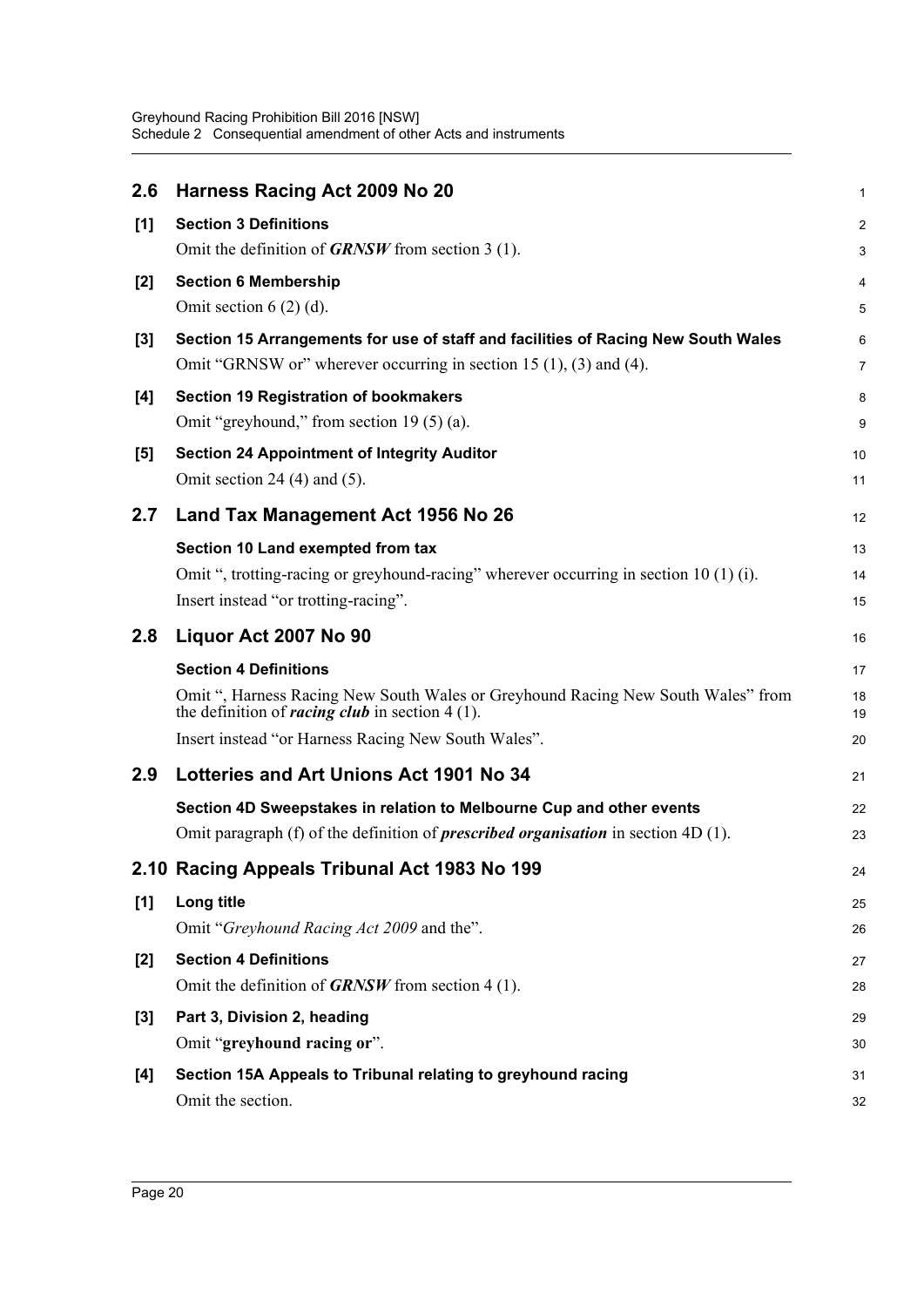## 2.6 Harness Racing Act 2009 No 20

**[1] Section 3 Definitions**

Omit the definition of ***GRNSW*** from section 3 (1).

**[2] Section 6 Membership**

Omit section 6 (2) (d).

**[3] Section 15 Arrangements for use of staff and facilities of Racing New South Wales**

Omit "GRNSW or" wherever occurring in section 15 (1), (3) and (4).

**[4] Section 19 Registration of bookmakers**

Omit "greyhound," from section 19 (5) (a).

**[5] Section 24 Appointment of Integrity Auditor**

Omit section 24 (4) and (5).

## 2.7 Land Tax Management Act 1956 No 26

**Section 10 Land exempted from tax**

Omit ", trotting-racing or greyhound-racing" wherever occurring in section 10 (1) (i).

Insert instead "or trotting-racing".

## 2.8 Liquor Act 2007 No 90

**Section 4 Definitions**

Omit ", Harness Racing New South Wales or Greyhound Racing New South Wales" from the definition of ***racing club*** in section 4 (1).

Insert instead "or Harness Racing New South Wales".

## 2.9 Lotteries and Art Unions Act 1901 No 34

**Section 4D Sweepstakes in relation to Melbourne Cup and other events**

Omit paragraph (f) of the definition of ***prescribed organisation*** in section 4D (1).

## 2.10 Racing Appeals Tribunal Act 1983 No 199

**[1] Long title**

Omit "*Greyhound Racing Act 2009* and the".

**[2] Section 4 Definitions**

Omit the definition of ***GRNSW*** from section 4 (1).

**[3] Part 3, Division 2, heading**

Omit "**greyhound racing or**".

**[4] Section 15A Appeals to Tribunal relating to greyhound racing**

Omit the section.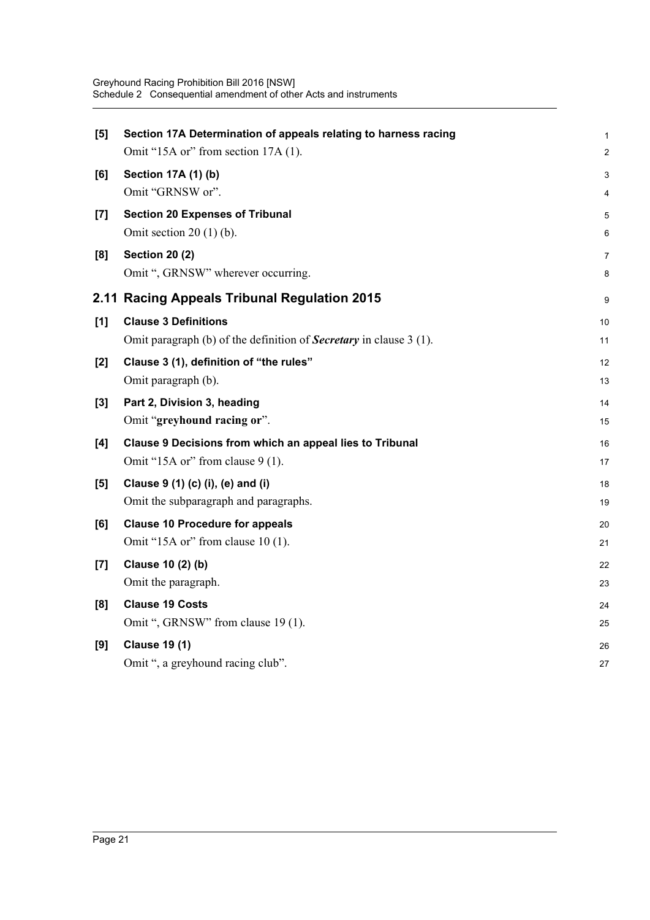**[5] Section 17A Determination of appeals relating to harness racing**

Omit "15A or" from section 17A (1).

**[6] Section 17A (1) (b)**

Omit "GRNSW or".

**[7] Section 20 Expenses of Tribunal**

Omit section 20 (1) (b).

**[8] Section 20 (2)**

Omit ", GRNSW" wherever occurring.

## 2.11 Racing Appeals Tribunal Regulation 2015

**[1] Clause 3 Definitions**

Omit paragraph (b) of the definition of ***Secretary*** in clause 3 (1).

**[2] Clause 3 (1), definition of "the rules"**

Omit paragraph (b).

**[3] Part 2, Division 3, heading**

Omit "**greyhound racing or**".

**[4] Clause 9 Decisions from which an appeal lies to Tribunal**

Omit "15A or" from clause 9 (1).

**[5] Clause 9 (1) (c) (i), (e) and (i)**

Omit the subparagraph and paragraphs.

**[6] Clause 10 Procedure for appeals**

Omit "15A or" from clause 10 (1).

**[7] Clause 10 (2) (b)**

Omit the paragraph.

**[8] Clause 19 Costs**

Omit ", GRNSW" from clause 19 (1).

**[9] Clause 19 (1)**

Omit ", a greyhound racing club".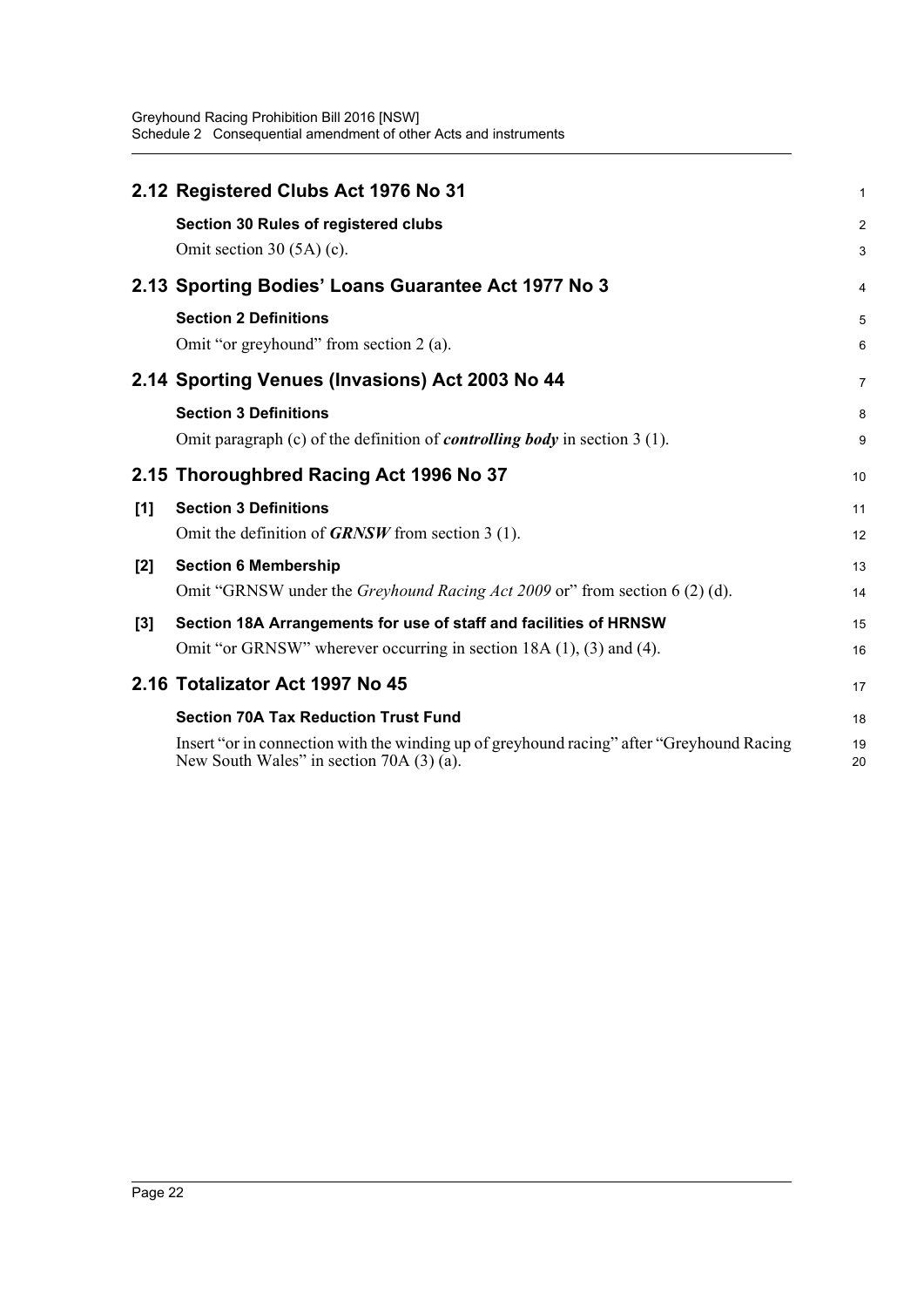## 2.12 Registered Clubs Act 1976 No 31

**Section 30 Rules of registered clubs**

Omit section 30 (5A) (c).

## 2.13 Sporting Bodies' Loans Guarantee Act 1977 No 3

**Section 2 Definitions**

Omit "or greyhound" from section 2 (a).

## 2.14 Sporting Venues (Invasions) Act 2003 No 44

**Section 3 Definitions**

Omit paragraph (c) of the definition of ***controlling body*** in section 3 (1).

## 2.15 Thoroughbred Racing Act 1996 No 37

**[1] Section 3 Definitions**

Omit the definition of ***GRNSW*** from section 3 (1).

**[2] Section 6 Membership**

Omit "GRNSW under the *Greyhound Racing Act 2009* or" from section 6 (2) (d).

**[3] Section 18A Arrangements for use of staff and facilities of HRNSW**

Omit "or GRNSW" wherever occurring in section 18A (1), (3) and (4).

## 2.16 Totalizator Act 1997 No 45

**Section 70A Tax Reduction Trust Fund**

Insert "or in connection with the winding up of greyhound racing" after "Greyhound Racing New South Wales" in section 70A (3) (a).